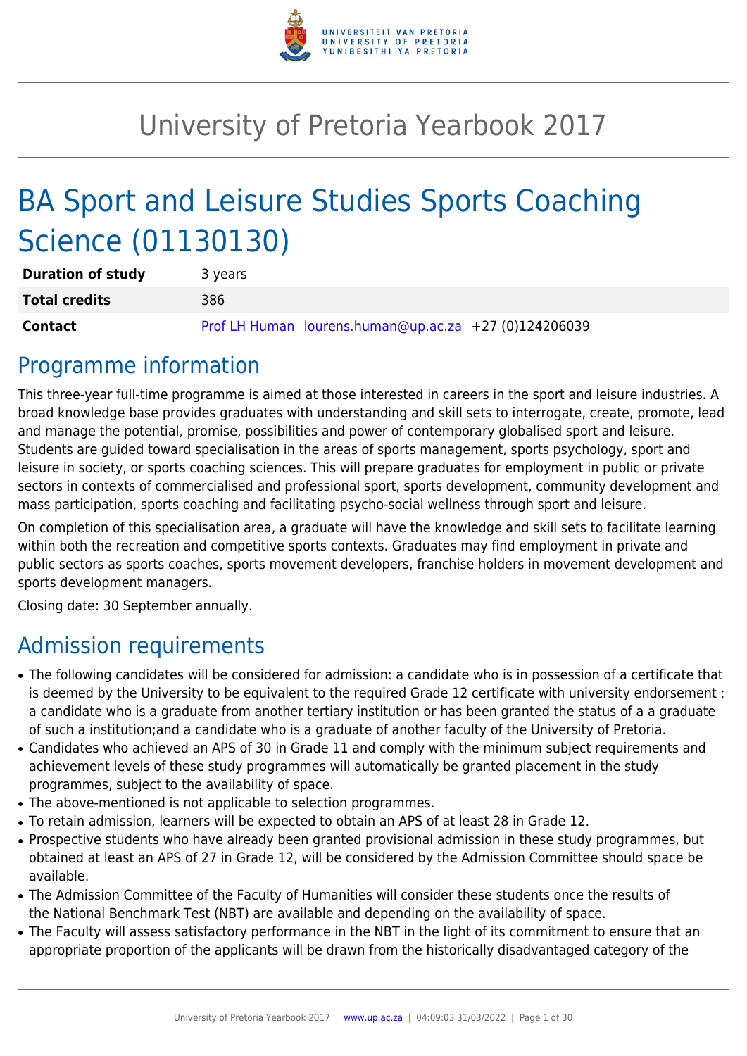# University of Pretoria Yearbook 2017

# BA Sport and Leisure Studies Sports Coaching Science (01130130)

| | |
|---|---|
| **Duration of study** | 3 years |
| **Total credits** | 386 |
| **Contact** | Prof LH Human lourens.human@up.ac.za +27 (0)124206039 |

## Programme information

This three-year full-time programme is aimed at those interested in careers in the sport and leisure industries. A broad knowledge base provides graduates with understanding and skill sets to interrogate, create, promote, lead and manage the potential, promise, possibilities and power of contemporary globalised sport and leisure. Students are guided toward specialisation in the areas of sports management, sports psychology, sport and leisure in society, or sports coaching sciences. This will prepare graduates for employment in public or private sectors in contexts of commercialised and professional sport, sports development, community development and mass participation, sports coaching and facilitating psycho-social wellness through sport and leisure.

On completion of this specialisation area, a graduate will have the knowledge and skill sets to facilitate learning within both the recreation and competitive sports contexts. Graduates may find employment in private and public sectors as sports coaches, sports movement developers, franchise holders in movement development and sports development managers.

Closing date: 30 September annually.

## Admission requirements

- The following candidates will be considered for admission: a candidate who is in possession of a certificate that is deemed by the University to be equivalent to the required Grade 12 certificate with university endorsement ; a candidate who is a graduate from another tertiary institution or has been granted the status of a a graduate of such a institution;and a candidate who is a graduate of another faculty of the University of Pretoria.
- Candidates who achieved an APS of 30 in Grade 11 and comply with the minimum subject requirements and achievement levels of these study programmes will automatically be granted placement in the study programmes, subject to the availability of space.
- The above-mentioned is not applicable to selection programmes.
- To retain admission, learners will be expected to obtain an APS of at least 28 in Grade 12.
- Prospective students who have already been granted provisional admission in these study programmes, but obtained at least an APS of 27 in Grade 12, will be considered by the Admission Committee should space be available.
- The Admission Committee of the Faculty of Humanities will consider these students once the results of the National Benchmark Test (NBT) are available and depending on the availability of space.
- The Faculty will assess satisfactory performance in the NBT in the light of its commitment to ensure that an appropriate proportion of the applicants will be drawn from the historically disadvantaged category of the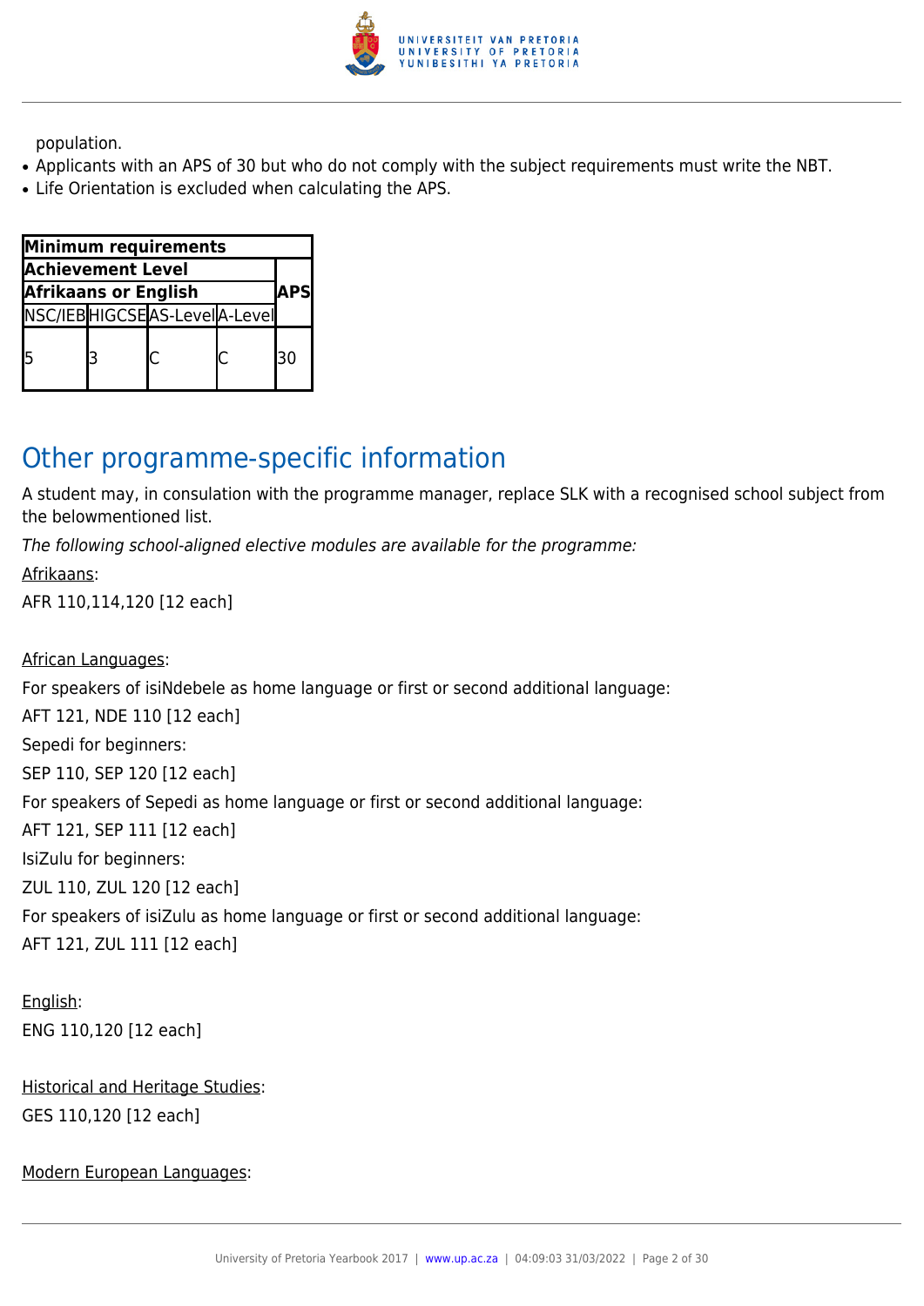population.

- Applicants with an APS of 30 but who do not comply with the subject requirements must write the NBT.
- Life Orientation is excluded when calculating the APS.

| Minimum requirements | | | | |
|---|---|---|---|---|
| Achievement Level | | | | APS |
| Afrikaans or English | | | | |
| NSC/IEB | HIGCSE | AS-Level | A-Level | |
| 5 | 3 | C | C | 30 |

## Other programme-specific information

A student may, in consulation with the programme manager, replace SLK with a recognised school subject from the belowmentioned list.

*The following school-aligned elective modules are available for the programme:*

Afrikaans:

AFR 110,114,120 [12 each]

African Languages:

For speakers of isiNdebele as home language or first or second additional language:

AFT 121, NDE 110 [12 each]

Sepedi for beginners:

SEP 110, SEP 120 [12 each]

For speakers of Sepedi as home language or first or second additional language:

AFT 121, SEP 111 [12 each]

IsiZulu for beginners:

ZUL 110, ZUL 120 [12 each]

For speakers of isiZulu as home language or first or second additional language:

AFT 121, ZUL 111 [12 each]

English:

ENG 110,120 [12 each]

Historical and Heritage Studies:

GES 110,120 [12 each]

Modern European Languages: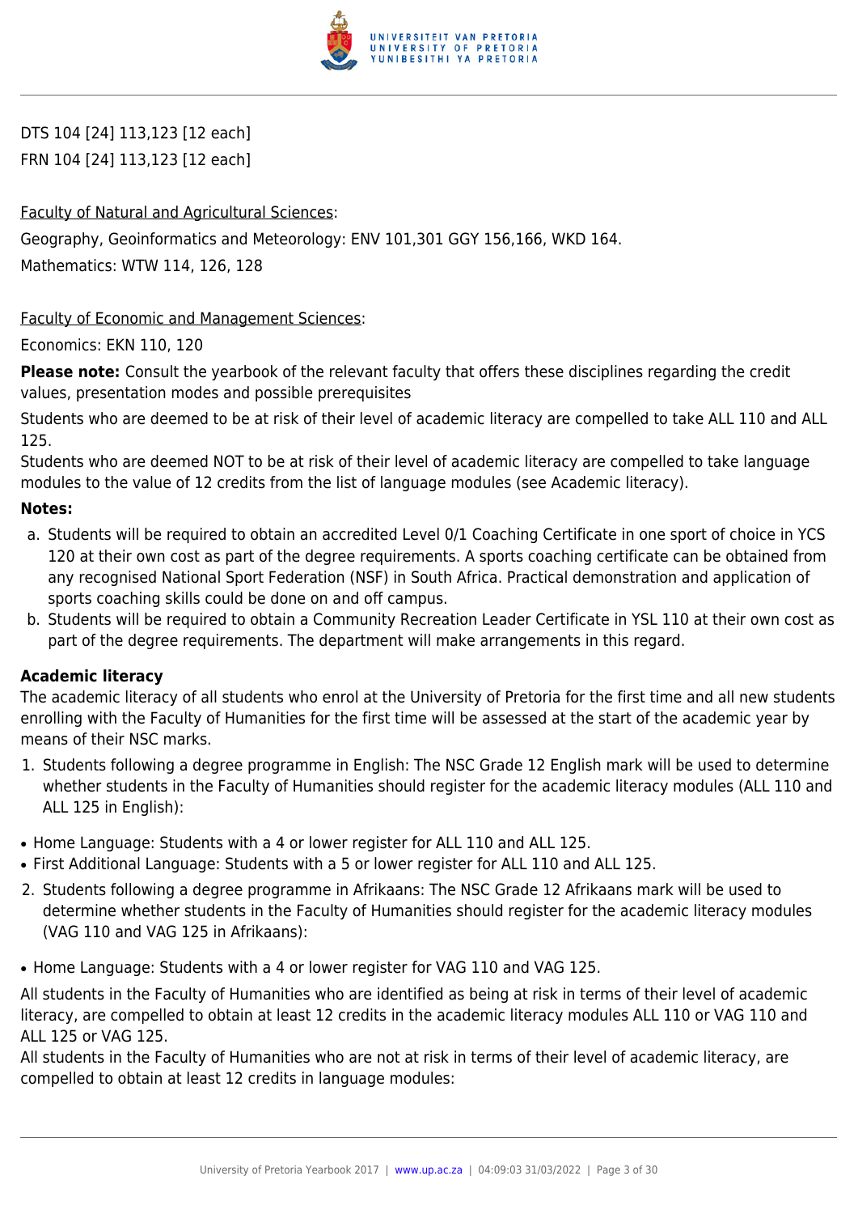DTS 104 [24] 113,123 [12 each]

FRN 104 [24] 113,123 [12 each]

Faculty of Natural and Agricultural Sciences:

Geography, Geoinformatics and Meteorology: ENV 101,301 GGY 156,166, WKD 164.

Mathematics: WTW 114, 126, 128

Faculty of Economic and Management Sciences:

Economics: EKN 110, 120

**Please note:** Consult the yearbook of the relevant faculty that offers these disciplines regarding the credit values, presentation modes and possible prerequisites

Students who are deemed to be at risk of their level of academic literacy are compelled to take ALL 110 and ALL 125.

Students who are deemed NOT to be at risk of their level of academic literacy are compelled to take language modules to the value of 12 credits from the list of language modules (see Academic literacy).

**Notes:**

a. Students will be required to obtain an accredited Level 0/1 Coaching Certificate in one sport of choice in YCS 120 at their own cost as part of the degree requirements. A sports coaching certificate can be obtained from any recognised National Sport Federation (NSF) in South Africa. Practical demonstration and application of sports coaching skills could be done on and off campus.
b. Students will be required to obtain a Community Recreation Leader Certificate in YSL 110 at their own cost as part of the degree requirements. The department will make arrangements in this regard.

### Academic literacy

The academic literacy of all students who enrol at the University of Pretoria for the first time and all new students enrolling with the Faculty of Humanities for the first time will be assessed at the start of the academic year by means of their NSC marks.

1. Students following a degree programme in English: The NSC Grade 12 English mark will be used to determine whether students in the Faculty of Humanities should register for the academic literacy modules (ALL 110 and ALL 125 in English):

- Home Language: Students with a 4 or lower register for ALL 110 and ALL 125.
- First Additional Language: Students with a 5 or lower register for ALL 110 and ALL 125.

2. Students following a degree programme in Afrikaans: The NSC Grade 12 Afrikaans mark will be used to determine whether students in the Faculty of Humanities should register for the academic literacy modules (VAG 110 and VAG 125 in Afrikaans):

- Home Language: Students with a 4 or lower register for VAG 110 and VAG 125.

All students in the Faculty of Humanities who are identified as being at risk in terms of their level of academic literacy, are compelled to obtain at least 12 credits in the academic literacy modules ALL 110 or VAG 110 and ALL 125 or VAG 125.

All students in the Faculty of Humanities who are not at risk in terms of their level of academic literacy, are compelled to obtain at least 12 credits in language modules: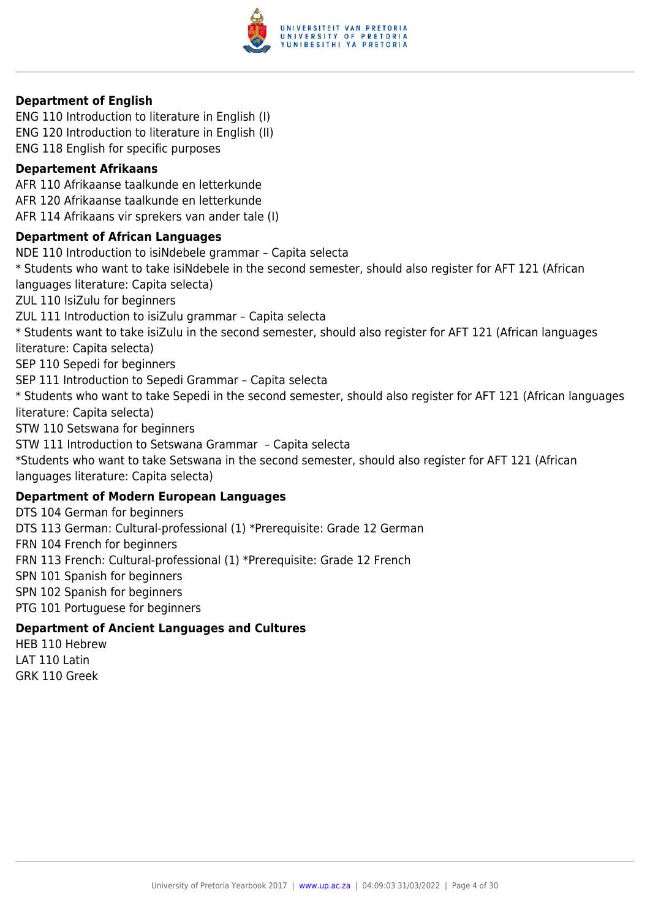**Department of English**

ENG 110 Introduction to literature in English (I)
ENG 120 Introduction to literature in English (II)
ENG 118 English for specific purposes

**Departement Afrikaans**

AFR 110 Afrikaanse taalkunde en letterkunde
AFR 120 Afrikaanse taalkunde en letterkunde
AFR 114 Afrikaans vir sprekers van ander tale (I)

**Department of African Languages**

NDE 110 Introduction to isiNdebele grammar – Capita selecta
* Students who want to take isiNdebele in the second semester, should also register for AFT 121 (African languages literature: Capita selecta)
ZUL 110 IsiZulu for beginners
ZUL 111 Introduction to isiZulu grammar – Capita selecta
* Students want to take isiZulu in the second semester, should also register for AFT 121 (African languages literature: Capita selecta)
SEP 110 Sepedi for beginners
SEP 111 Introduction to Sepedi Grammar – Capita selecta
* Students who want to take Sepedi in the second semester, should also register for AFT 121 (African languages literature: Capita selecta)
STW 110 Setswana for beginners
STW 111 Introduction to Setswana Grammar – Capita selecta
*Students who want to take Setswana in the second semester, should also register for AFT 121 (African languages literature: Capita selecta)

**Department of Modern European Languages**

DTS 104 German for beginners
DTS 113 German: Cultural-professional (1) *Prerequisite: Grade 12 German
FRN 104 French for beginners
FRN 113 French: Cultural-professional (1) *Prerequisite: Grade 12 French
SPN 101 Spanish for beginners
SPN 102 Spanish for beginners
PTG 101 Portuguese for beginners

**Department of Ancient Languages and Cultures**

HEB 110 Hebrew
LAT 110 Latin
GRK 110 Greek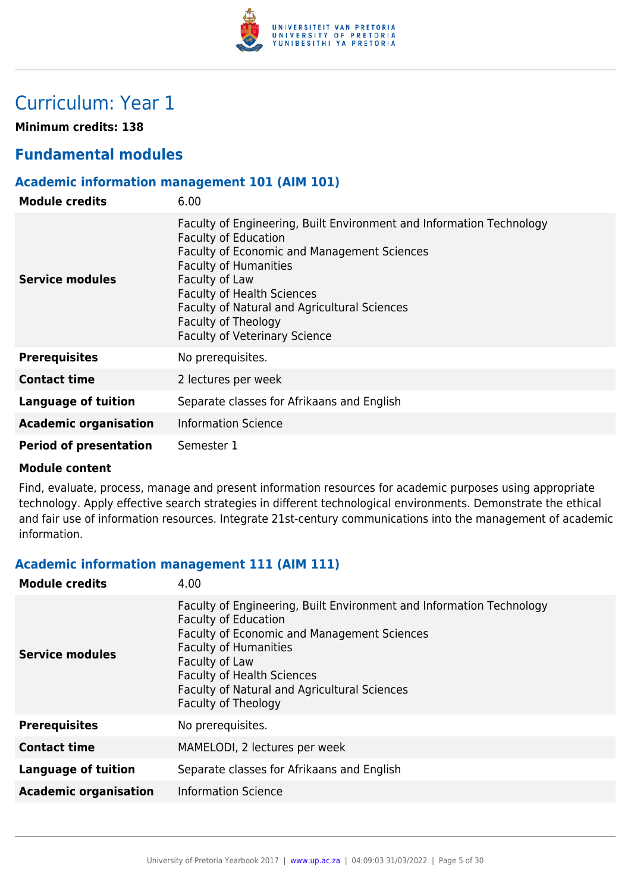# Curriculum: Year 1

**Minimum credits: 138**

## Fundamental modules

### Academic information management 101 (AIM 101)

| | |
|---|---|
| **Module credits** | 6.00 |
| **Service modules** | Faculty of Engineering, Built Environment and Information Technology<br>Faculty of Education<br>Faculty of Economic and Management Sciences<br>Faculty of Humanities<br>Faculty of Law<br>Faculty of Health Sciences<br>Faculty of Natural and Agricultural Sciences<br>Faculty of Theology<br>Faculty of Veterinary Science |
| **Prerequisites** | No prerequisites. |
| **Contact time** | 2 lectures per week |
| **Language of tuition** | Separate classes for Afrikaans and English |
| **Academic organisation** | Information Science |
| **Period of presentation** | Semester 1 |

**Module content**

Find, evaluate, process, manage and present information resources for academic purposes using appropriate technology. Apply effective search strategies in different technological environments. Demonstrate the ethical and fair use of information resources. Integrate 21st-century communications into the management of academic information.

### Academic information management 111 (AIM 111)

| | |
|---|---|
| **Module credits** | 4.00 |
| **Service modules** | Faculty of Engineering, Built Environment and Information Technology<br>Faculty of Education<br>Faculty of Economic and Management Sciences<br>Faculty of Humanities<br>Faculty of Law<br>Faculty of Health Sciences<br>Faculty of Natural and Agricultural Sciences<br>Faculty of Theology |
| **Prerequisites** | No prerequisites. |
| **Contact time** | MAMELODI, 2 lectures per week |
| **Language of tuition** | Separate classes for Afrikaans and English |
| **Academic organisation** | Information Science |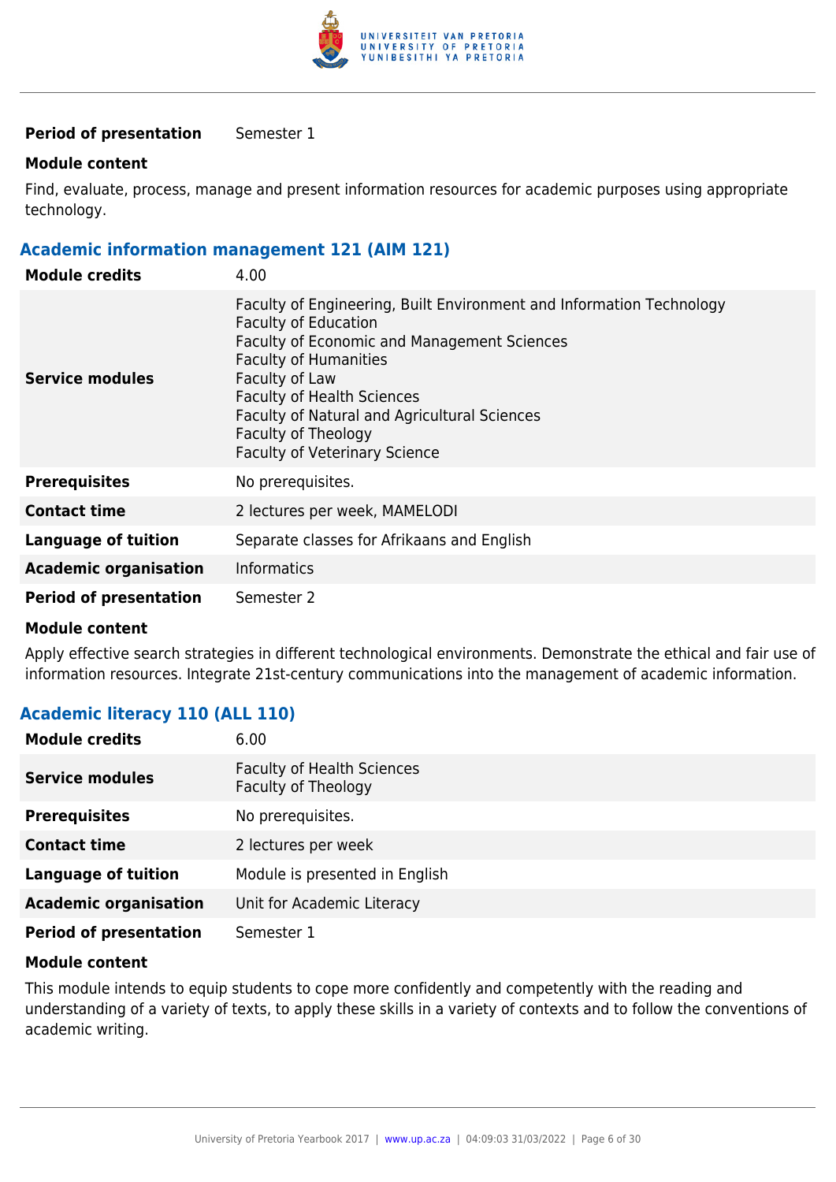| | |
|---|---|
| **Period of presentation** | Semester 1 |

**Module content**

Find, evaluate, process, manage and present information resources for academic purposes using appropriate technology.

### Academic information management 121 (AIM 121)

| | |
|---|---|
| **Module credits** | 4.00 |
| **Service modules** | Faculty of Engineering, Built Environment and Information Technology<br>Faculty of Education<br>Faculty of Economic and Management Sciences<br>Faculty of Humanities<br>Faculty of Law<br>Faculty of Health Sciences<br>Faculty of Natural and Agricultural Sciences<br>Faculty of Theology<br>Faculty of Veterinary Science |
| **Prerequisites** | No prerequisites. |
| **Contact time** | 2 lectures per week, MAMELODI |
| **Language of tuition** | Separate classes for Afrikaans and English |
| **Academic organisation** | Informatics |
| **Period of presentation** | Semester 2 |

**Module content**

Apply effective search strategies in different technological environments. Demonstrate the ethical and fair use of information resources. Integrate 21st-century communications into the management of academic information.

### Academic literacy 110 (ALL 110)

| | |
|---|---|
| **Module credits** | 6.00 |
| **Service modules** | Faculty of Health Sciences<br>Faculty of Theology |
| **Prerequisites** | No prerequisites. |
| **Contact time** | 2 lectures per week |
| **Language of tuition** | Module is presented in English |
| **Academic organisation** | Unit for Academic Literacy |
| **Period of presentation** | Semester 1 |

**Module content**

This module intends to equip students to cope more confidently and competently with the reading and understanding of a variety of texts, to apply these skills in a variety of contexts and to follow the conventions of academic writing.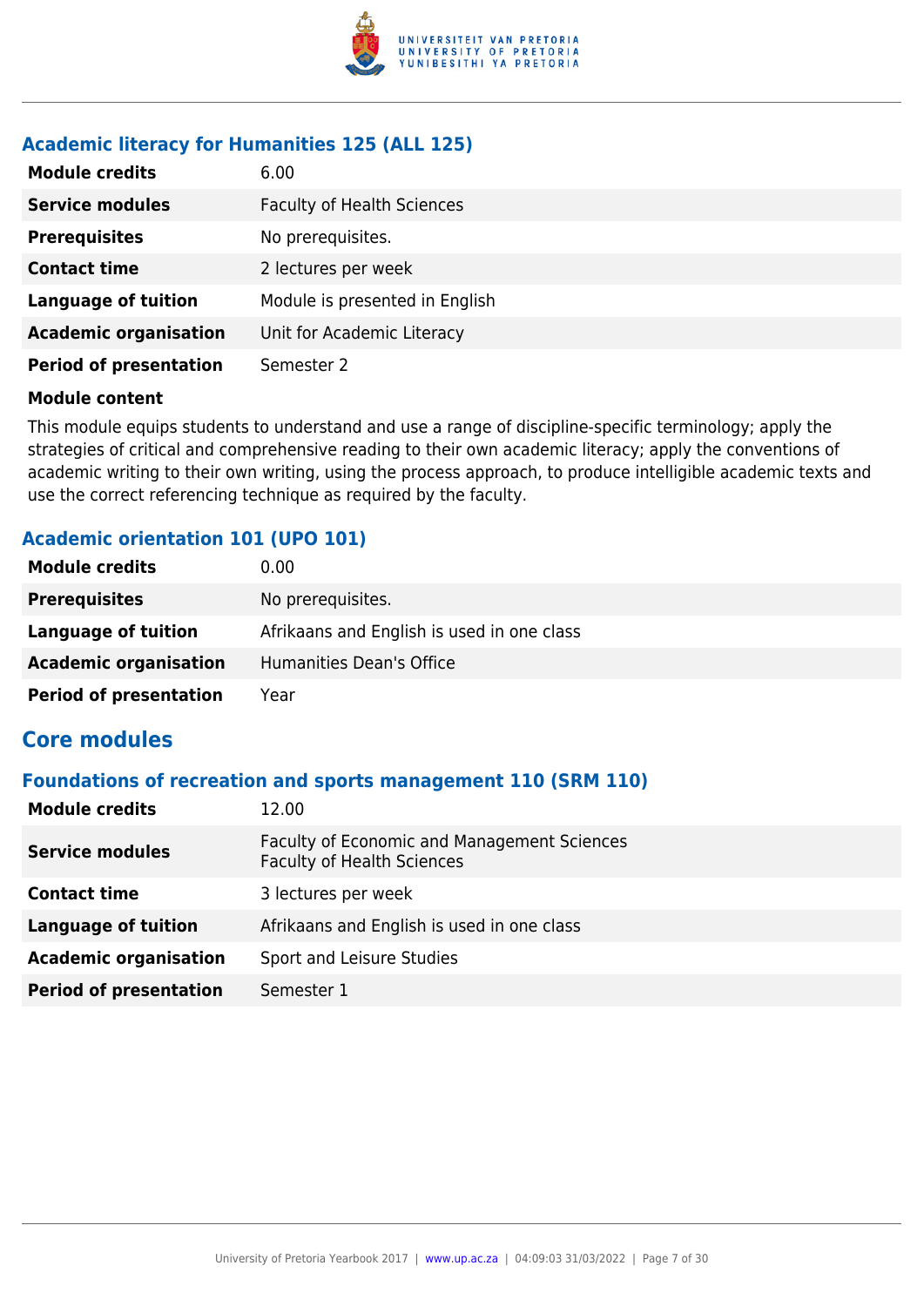### Academic literacy for Humanities 125 (ALL 125)

| | |
|---|---|
| **Module credits** | 6.00 |
| **Service modules** | Faculty of Health Sciences |
| **Prerequisites** | No prerequisites. |
| **Contact time** | 2 lectures per week |
| **Language of tuition** | Module is presented in English |
| **Academic organisation** | Unit for Academic Literacy |
| **Period of presentation** | Semester 2 |

**Module content**

This module equips students to understand and use a range of discipline-specific terminology; apply the strategies of critical and comprehensive reading to their own academic literacy; apply the conventions of academic writing to their own writing, using the process approach, to produce intelligible academic texts and use the correct referencing technique as required by the faculty.

### Academic orientation 101 (UPO 101)

| | |
|---|---|
| **Module credits** | 0.00 |
| **Prerequisites** | No prerequisites. |
| **Language of tuition** | Afrikaans and English is used in one class |
| **Academic organisation** | Humanities Dean's Office |
| **Period of presentation** | Year |

## Core modules

### Foundations of recreation and sports management 110 (SRM 110)

| | |
|---|---|
| **Module credits** | 12.00 |
| **Service modules** | Faculty of Economic and Management Sciences<br>Faculty of Health Sciences |
| **Contact time** | 3 lectures per week |
| **Language of tuition** | Afrikaans and English is used in one class |
| **Academic organisation** | Sport and Leisure Studies |
| **Period of presentation** | Semester 1 |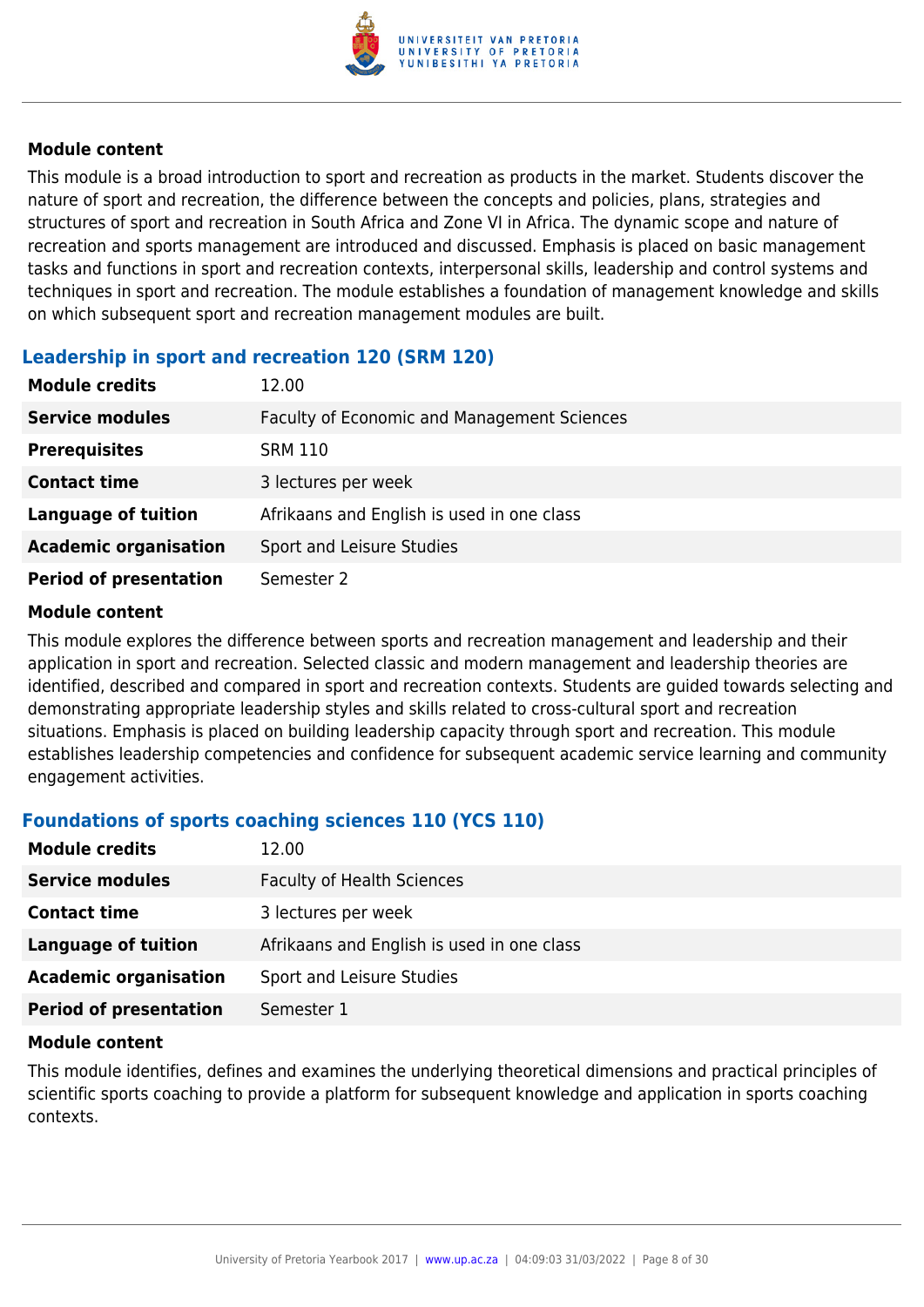#### Module content

This module is a broad introduction to sport and recreation as products in the market. Students discover the nature of sport and recreation, the difference between the concepts and policies, plans, strategies and structures of sport and recreation in South Africa and Zone VI in Africa. The dynamic scope and nature of recreation and sports management are introduced and discussed. Emphasis is placed on basic management tasks and functions in sport and recreation contexts, interpersonal skills, leadership and control systems and techniques in sport and recreation. The module establishes a foundation of management knowledge and skills on which subsequent sport and recreation management modules are built.

### Leadership in sport and recreation 120 (SRM 120)

| | |
|---|---|
| **Module credits** | 12.00 |
| **Service modules** | Faculty of Economic and Management Sciences |
| **Prerequisites** | SRM 110 |
| **Contact time** | 3 lectures per week |
| **Language of tuition** | Afrikaans and English is used in one class |
| **Academic organisation** | Sport and Leisure Studies |
| **Period of presentation** | Semester 2 |

#### Module content

This module explores the difference between sports and recreation management and leadership and their application in sport and recreation. Selected classic and modern management and leadership theories are identified, described and compared in sport and recreation contexts. Students are guided towards selecting and demonstrating appropriate leadership styles and skills related to cross-cultural sport and recreation situations. Emphasis is placed on building leadership capacity through sport and recreation. This module establishes leadership competencies and confidence for subsequent academic service learning and community engagement activities.

### Foundations of sports coaching sciences 110 (YCS 110)

| | |
|---|---|
| **Module credits** | 12.00 |
| **Service modules** | Faculty of Health Sciences |
| **Contact time** | 3 lectures per week |
| **Language of tuition** | Afrikaans and English is used in one class |
| **Academic organisation** | Sport and Leisure Studies |
| **Period of presentation** | Semester 1 |

#### Module content

This module identifies, defines and examines the underlying theoretical dimensions and practical principles of scientific sports coaching to provide a platform for subsequent knowledge and application in sports coaching contexts.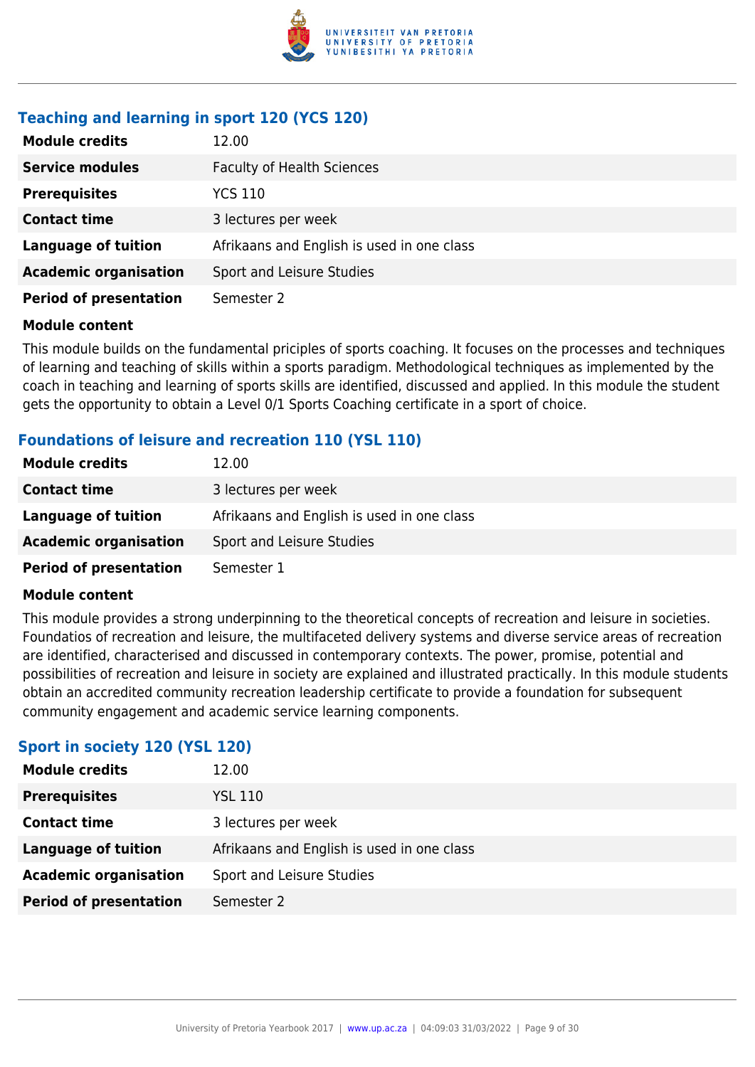### Teaching and learning in sport 120 (YCS 120)

| | |
|---|---|
| **Module credits** | 12.00 |
| **Service modules** | Faculty of Health Sciences |
| **Prerequisites** | YCS 110 |
| **Contact time** | 3 lectures per week |
| **Language of tuition** | Afrikaans and English is used in one class |
| **Academic organisation** | Sport and Leisure Studies |
| **Period of presentation** | Semester 2 |

**Module content**

This module builds on the fundamental priciples of sports coaching. It focuses on the processes and techniques of learning and teaching of skills within a sports paradigm. Methodological techniques as implemented by the coach in teaching and learning of sports skills are identified, discussed and applied. In this module the student gets the opportunity to obtain a Level 0/1 Sports Coaching certificate in a sport of choice.

### Foundations of leisure and recreation 110 (YSL 110)

| | |
|---|---|
| **Module credits** | 12.00 |
| **Contact time** | 3 lectures per week |
| **Language of tuition** | Afrikaans and English is used in one class |
| **Academic organisation** | Sport and Leisure Studies |
| **Period of presentation** | Semester 1 |

**Module content**

This module provides a strong underpinning to the theoretical concepts of recreation and leisure in societies. Foundatios of recreation and leisure, the multifaceted delivery systems and diverse service areas of recreation are identified, characterised and discussed in contemporary contexts. The power, promise, potential and possibilities of recreation and leisure in society are explained and illustrated practically. In this module students obtain an accredited community recreation leadership certificate to provide a foundation for subsequent community engagement and academic service learning components.

### Sport in society 120 (YSL 120)

| | |
|---|---|
| **Module credits** | 12.00 |
| **Prerequisites** | YSL 110 |
| **Contact time** | 3 lectures per week |
| **Language of tuition** | Afrikaans and English is used in one class |
| **Academic organisation** | Sport and Leisure Studies |
| **Period of presentation** | Semester 2 |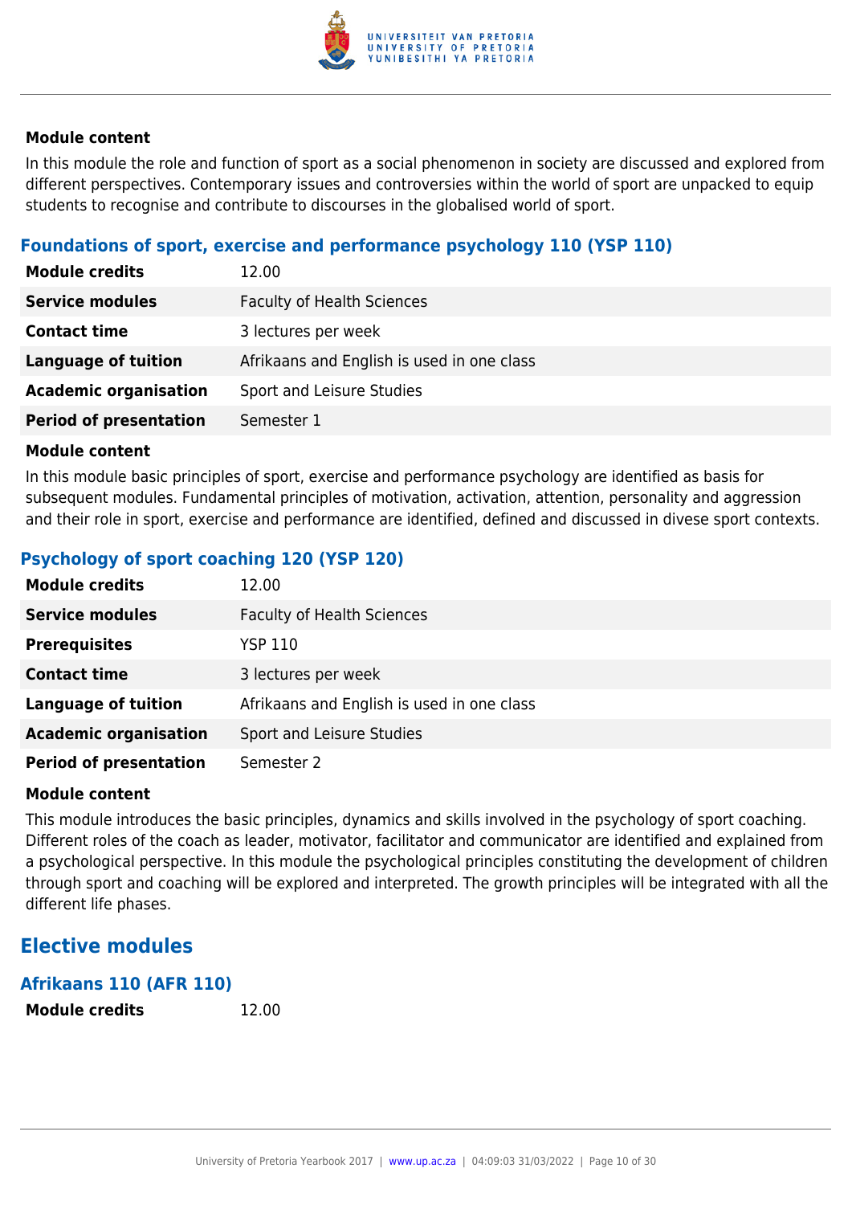#### Module content

In this module the role and function of sport as a social phenomenon in society are discussed and explored from different perspectives. Contemporary issues and controversies within the world of sport are unpacked to equip students to recognise and contribute to discourses in the globalised world of sport.

### Foundations of sport, exercise and performance psychology 110 (YSP 110)

| | |
|---|---|
| **Module credits** | 12.00 |
| **Service modules** | Faculty of Health Sciences |
| **Contact time** | 3 lectures per week |
| **Language of tuition** | Afrikaans and English is used in one class |
| **Academic organisation** | Sport and Leisure Studies |
| **Period of presentation** | Semester 1 |

#### Module content

In this module basic principles of sport, exercise and performance psychology are identified as basis for subsequent modules. Fundamental principles of motivation, activation, attention, personality and aggression and their role in sport, exercise and performance are identified, defined and discussed in divese sport contexts.

### Psychology of sport coaching 120 (YSP 120)

| | |
|---|---|
| **Module credits** | 12.00 |
| **Service modules** | Faculty of Health Sciences |
| **Prerequisites** | YSP 110 |
| **Contact time** | 3 lectures per week |
| **Language of tuition** | Afrikaans and English is used in one class |
| **Academic organisation** | Sport and Leisure Studies |
| **Period of presentation** | Semester 2 |

#### Module content

This module introduces the basic principles, dynamics and skills involved in the psychology of sport coaching. Different roles of the coach as leader, motivator, facilitator and communicator are identified and explained from a psychological perspective. In this module the psychological principles constituting the development of children through sport and coaching will be explored and interpreted. The growth principles will be integrated with all the different life phases.

## Elective modules

### Afrikaans 110 (AFR 110)

| | |
|---|---|
| **Module credits** | 12.00 |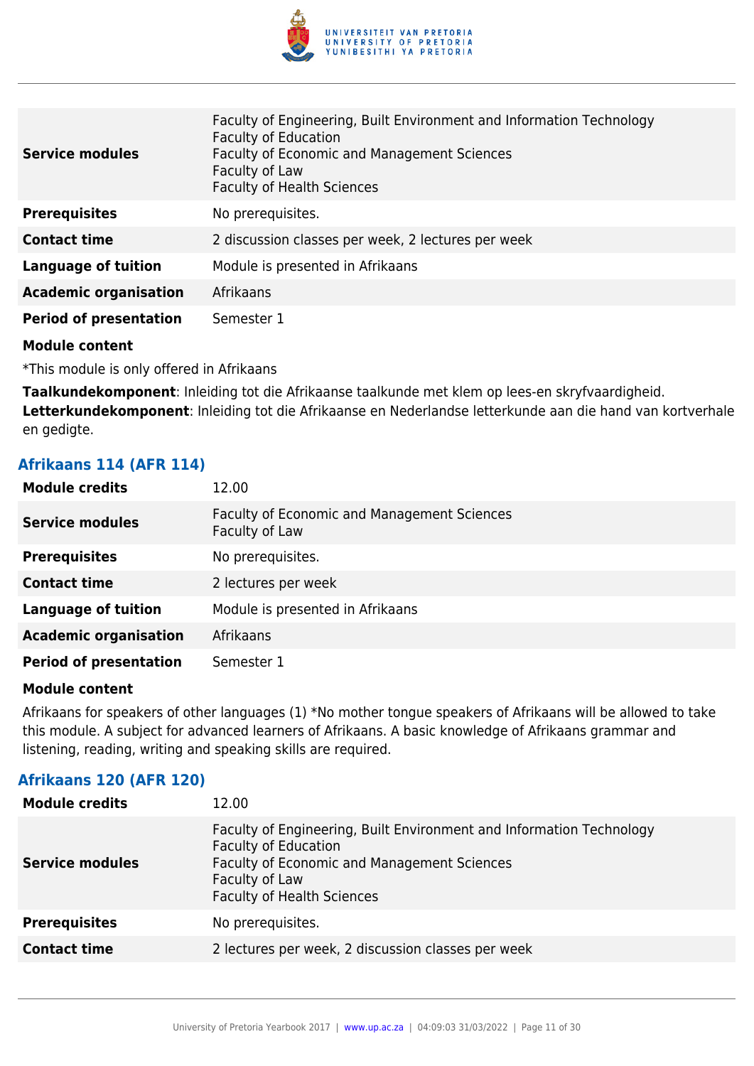| | |
|---|---|
| **Service modules** | Faculty of Engineering, Built Environment and Information Technology<br>Faculty of Education<br>Faculty of Economic and Management Sciences<br>Faculty of Law<br>Faculty of Health Sciences |
| **Prerequisites** | No prerequisites. |
| **Contact time** | 2 discussion classes per week, 2 lectures per week |
| **Language of tuition** | Module is presented in Afrikaans |
| **Academic organisation** | Afrikaans |
| **Period of presentation** | Semester 1 |

**Module content**

*This module is only offered in Afrikaans

**Taalkundekomponent**: Inleiding tot die Afrikaanse taalkunde met klem op lees-en skryfvaardigheid.
**Letterkundekomponent**: Inleiding tot die Afrikaanse en Nederlandse letterkunde aan die hand van kortverhale en gedigte.

### Afrikaans 114 (AFR 114)

| | |
|---|---|
| **Module credits** | 12.00 |
| **Service modules** | Faculty of Economic and Management Sciences<br>Faculty of Law |
| **Prerequisites** | No prerequisites. |
| **Contact time** | 2 lectures per week |
| **Language of tuition** | Module is presented in Afrikaans |
| **Academic organisation** | Afrikaans |
| **Period of presentation** | Semester 1 |

**Module content**

Afrikaans for speakers of other languages (1) *No mother tongue speakers of Afrikaans will be allowed to take this module. A subject for advanced learners of Afrikaans. A basic knowledge of Afrikaans grammar and listening, reading, writing and speaking skills are required.

### Afrikaans 120 (AFR 120)

| | |
|---|---|
| **Module credits** | 12.00 |
| **Service modules** | Faculty of Engineering, Built Environment and Information Technology<br>Faculty of Education<br>Faculty of Economic and Management Sciences<br>Faculty of Law<br>Faculty of Health Sciences |
| **Prerequisites** | No prerequisites. |
| **Contact time** | 2 lectures per week, 2 discussion classes per week |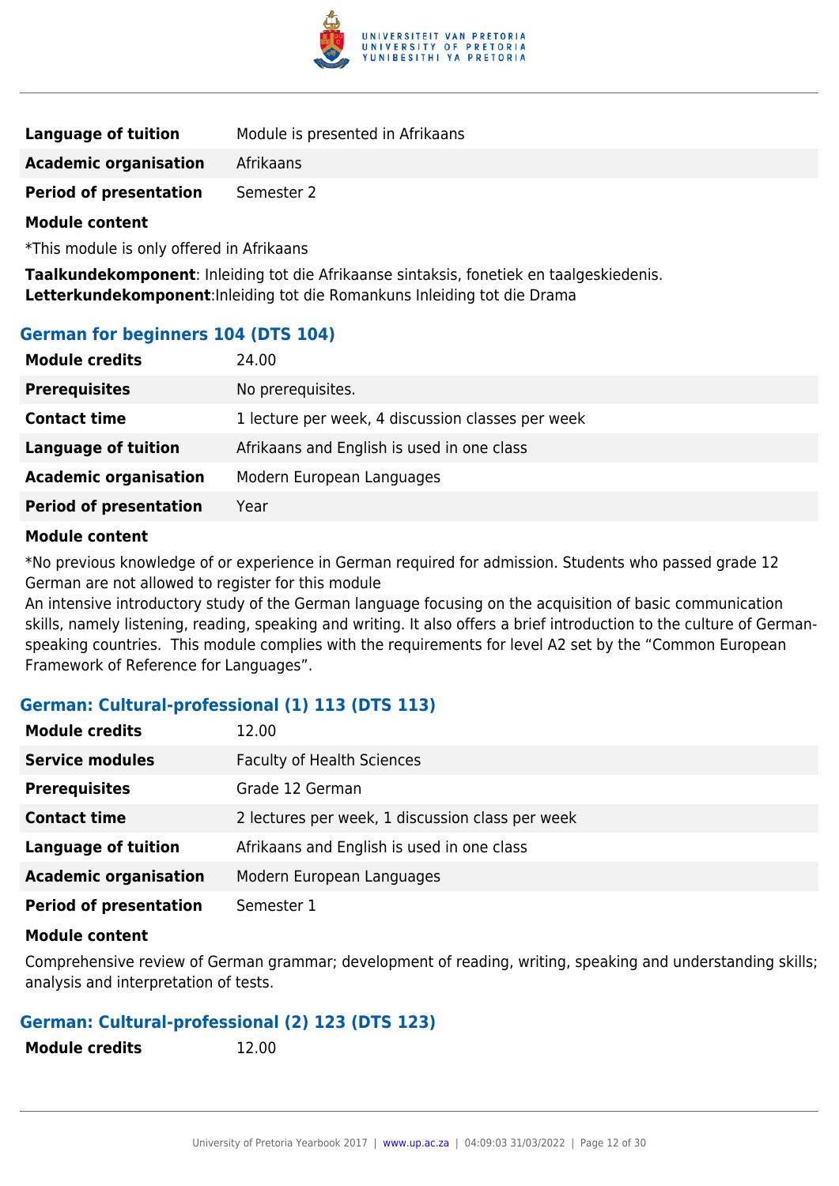| | |
|---|---|
| **Language of tuition** | Module is presented in Afrikaans |
| **Academic organisation** | Afrikaans |
| **Period of presentation** | Semester 2 |

**Module content**

*This module is only offered in Afrikaans

**Taalkundekomponent**: Inleiding tot die Afrikaanse sintaksis, fonetiek en taalgeskiedenis.
**Letterkundekomponent**:Inleiding tot die Romankuns Inleiding tot die Drama

### German for beginners 104 (DTS 104)

| | |
|---|---|
| **Module credits** | 24.00 |
| **Prerequisites** | No prerequisites. |
| **Contact time** | 1 lecture per week, 4 discussion classes per week |
| **Language of tuition** | Afrikaans and English is used in one class |
| **Academic organisation** | Modern European Languages |
| **Period of presentation** | Year |

**Module content**

*No previous knowledge of or experience in German required for admission. Students who passed grade 12 German are not allowed to register for this module
An intensive introductory study of the German language focusing on the acquisition of basic communication skills, namely listening, reading, speaking and writing. It also offers a brief introduction to the culture of German-speaking countries. This module complies with the requirements for level A2 set by the "Common European Framework of Reference for Languages".

### German: Cultural-professional (1) 113 (DTS 113)

| | |
|---|---|
| **Module credits** | 12.00 |
| **Service modules** | Faculty of Health Sciences |
| **Prerequisites** | Grade 12 German |
| **Contact time** | 2 lectures per week, 1 discussion class per week |
| **Language of tuition** | Afrikaans and English is used in one class |
| **Academic organisation** | Modern European Languages |
| **Period of presentation** | Semester 1 |

**Module content**

Comprehensive review of German grammar; development of reading, writing, speaking and understanding skills; analysis and interpretation of tests.

### German: Cultural-professional (2) 123 (DTS 123)

| | |
|---|---|
| **Module credits** | 12.00 |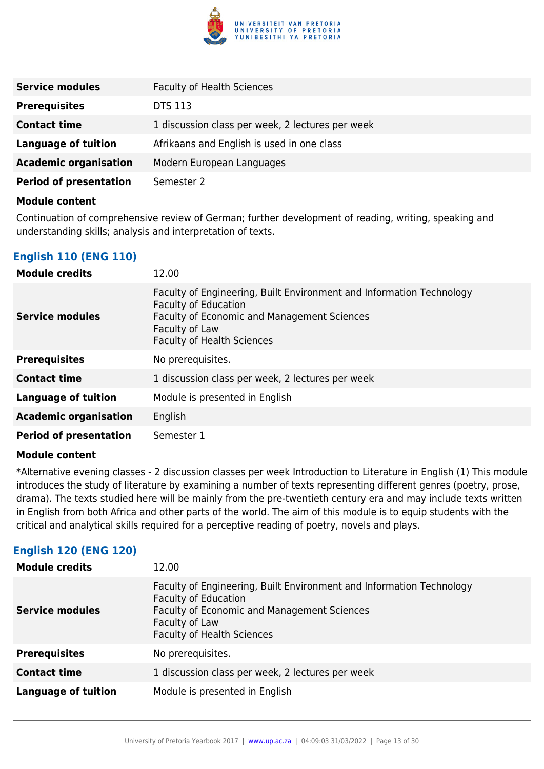| | |
|---|---|
| **Service modules** | Faculty of Health Sciences |
| **Prerequisites** | DTS 113 |
| **Contact time** | 1 discussion class per week, 2 lectures per week |
| **Language of tuition** | Afrikaans and English is used in one class |
| **Academic organisation** | Modern European Languages |
| **Period of presentation** | Semester 2 |

**Module content**

Continuation of comprehensive review of German; further development of reading, writing, speaking and understanding skills; analysis and interpretation of texts.

### English 110 (ENG 110)

| | |
|---|---|
| **Module credits** | 12.00 |
| **Service modules** | Faculty of Engineering, Built Environment and Information Technology<br>Faculty of Education<br>Faculty of Economic and Management Sciences<br>Faculty of Law<br>Faculty of Health Sciences |
| **Prerequisites** | No prerequisites. |
| **Contact time** | 1 discussion class per week, 2 lectures per week |
| **Language of tuition** | Module is presented in English |
| **Academic organisation** | English |
| **Period of presentation** | Semester 1 |

**Module content**

*Alternative evening classes - 2 discussion classes per week Introduction to Literature in English (1) This module introduces the study of literature by examining a number of texts representing different genres (poetry, prose, drama). The texts studied here will be mainly from the pre-twentieth century era and may include texts written in English from both Africa and other parts of the world. The aim of this module is to equip students with the critical and analytical skills required for a perceptive reading of poetry, novels and plays.

### English 120 (ENG 120)

| | |
|---|---|
| **Module credits** | 12.00 |
| **Service modules** | Faculty of Engineering, Built Environment and Information Technology<br>Faculty of Education<br>Faculty of Economic and Management Sciences<br>Faculty of Law<br>Faculty of Health Sciences |
| **Prerequisites** | No prerequisites. |
| **Contact time** | 1 discussion class per week, 2 lectures per week |
| **Language of tuition** | Module is presented in English |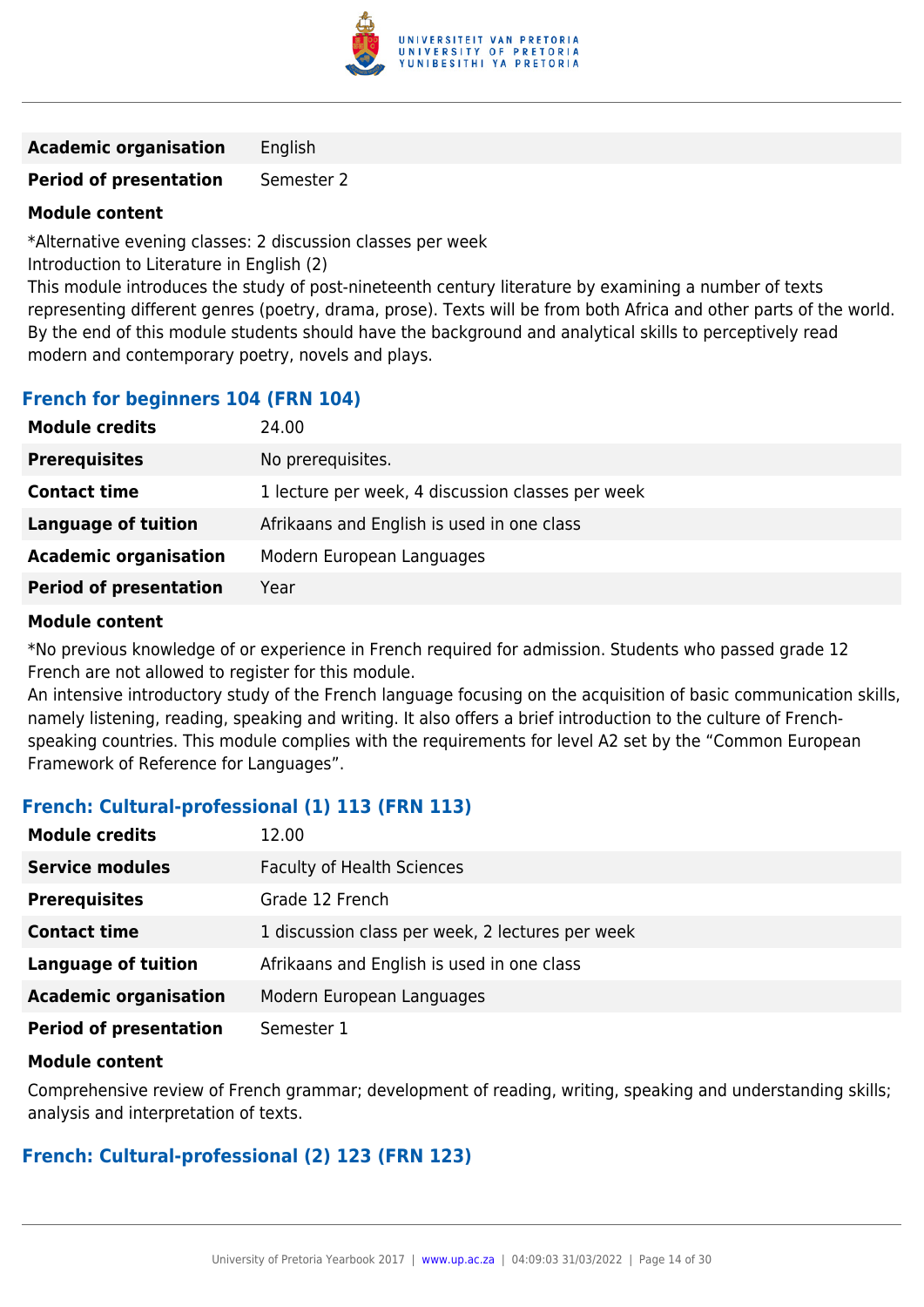| | |
|---|---|
| **Academic organisation** | English |
| **Period of presentation** | Semester 2 |

**Module content**

*Alternative evening classes: 2 discussion classes per week
Introduction to Literature in English (2)
This module introduces the study of post-nineteenth century literature by examining a number of texts representing different genres (poetry, drama, prose). Texts will be from both Africa and other parts of the world. By the end of this module students should have the background and analytical skills to perceptively read modern and contemporary poetry, novels and plays.

### French for beginners 104 (FRN 104)

| | |
|---|---|
| **Module credits** | 24.00 |
| **Prerequisites** | No prerequisites. |
| **Contact time** | 1 lecture per week, 4 discussion classes per week |
| **Language of tuition** | Afrikaans and English is used in one class |
| **Academic organisation** | Modern European Languages |
| **Period of presentation** | Year |

**Module content**

*No previous knowledge of or experience in French required for admission. Students who passed grade 12 French are not allowed to register for this module.
An intensive introductory study of the French language focusing on the acquisition of basic communication skills, namely listening, reading, speaking and writing. It also offers a brief introduction to the culture of French-speaking countries. This module complies with the requirements for level A2 set by the "Common European Framework of Reference for Languages".

### French: Cultural-professional (1) 113 (FRN 113)

| | |
|---|---|
| **Module credits** | 12.00 |
| **Service modules** | Faculty of Health Sciences |
| **Prerequisites** | Grade 12 French |
| **Contact time** | 1 discussion class per week, 2 lectures per week |
| **Language of tuition** | Afrikaans and English is used in one class |
| **Academic organisation** | Modern European Languages |
| **Period of presentation** | Semester 1 |

**Module content**

Comprehensive review of French grammar; development of reading, writing, speaking and understanding skills; analysis and interpretation of texts.

### French: Cultural-professional (2) 123 (FRN 123)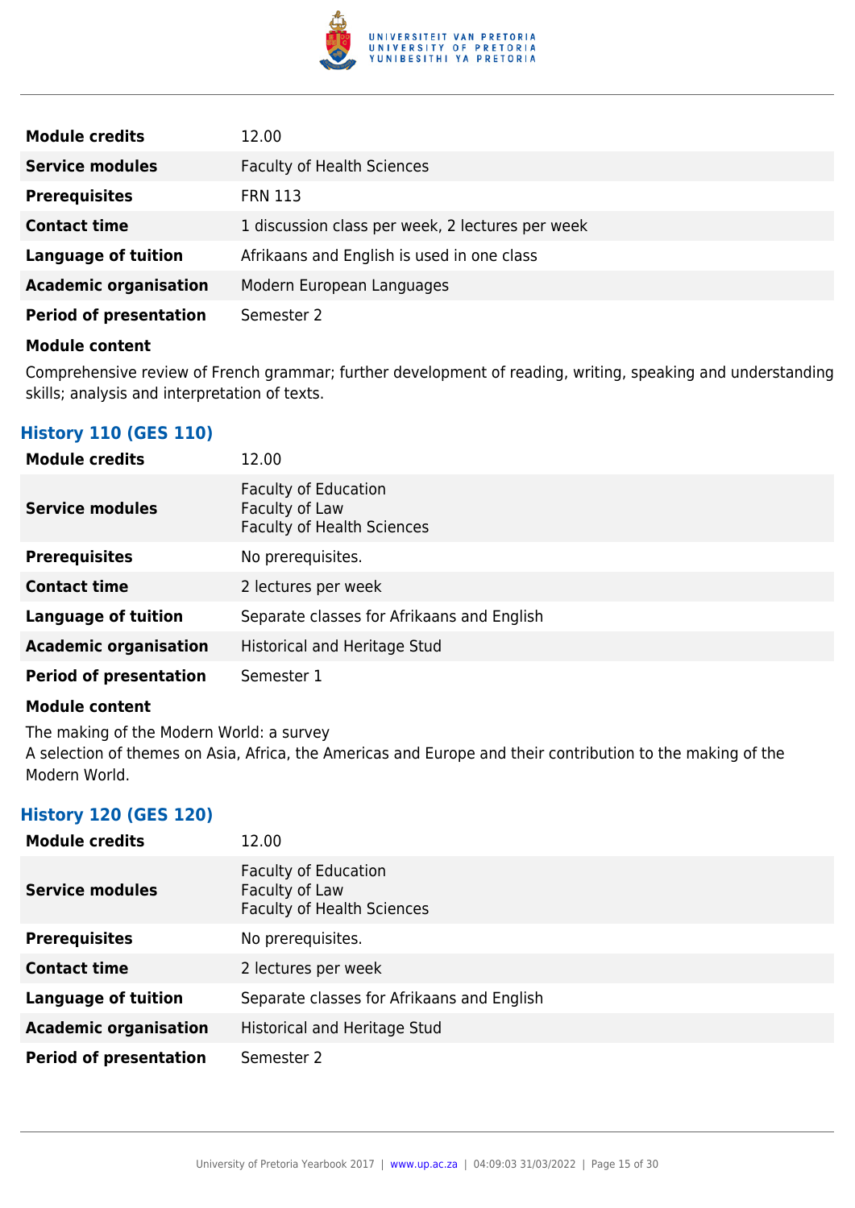| | |
|---|---|
| **Module credits** | 12.00 |
| **Service modules** | Faculty of Health Sciences |
| **Prerequisites** | FRN 113 |
| **Contact time** | 1 discussion class per week, 2 lectures per week |
| **Language of tuition** | Afrikaans and English is used in one class |
| **Academic organisation** | Modern European Languages |
| **Period of presentation** | Semester 2 |

**Module content**

Comprehensive review of French grammar; further development of reading, writing, speaking and understanding skills; analysis and interpretation of texts.

### History 110 (GES 110)

| | |
|---|---|
| **Module credits** | 12.00 |
| **Service modules** | Faculty of Education<br>Faculty of Law<br>Faculty of Health Sciences |
| **Prerequisites** | No prerequisites. |
| **Contact time** | 2 lectures per week |
| **Language of tuition** | Separate classes for Afrikaans and English |
| **Academic organisation** | Historical and Heritage Stud |
| **Period of presentation** | Semester 1 |

**Module content**

The making of the Modern World: a survey
A selection of themes on Asia, Africa, the Americas and Europe and their contribution to the making of the Modern World.

### History 120 (GES 120)

| | |
|---|---|
| **Module credits** | 12.00 |
| **Service modules** | Faculty of Education<br>Faculty of Law<br>Faculty of Health Sciences |
| **Prerequisites** | No prerequisites. |
| **Contact time** | 2 lectures per week |
| **Language of tuition** | Separate classes for Afrikaans and English |
| **Academic organisation** | Historical and Heritage Stud |
| **Period of presentation** | Semester 2 |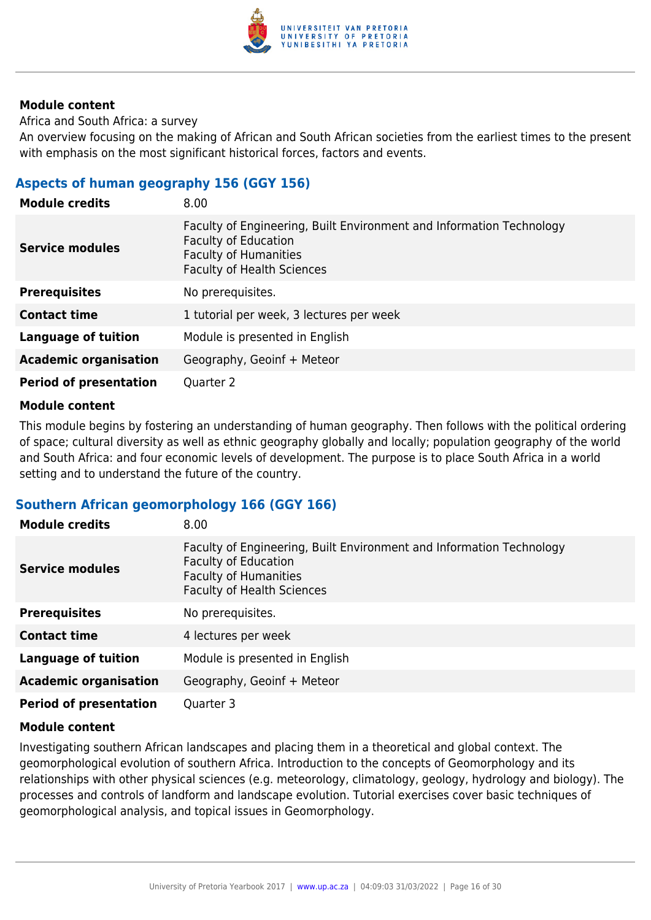**Module content**

Africa and South Africa: a survey

An overview focusing on the making of African and South African societies from the earliest times to the present with emphasis on the most significant historical forces, factors and events.

### Aspects of human geography 156 (GGY 156)

| | |
|---|---|
| **Module credits** | 8.00 |
| **Service modules** | Faculty of Engineering, Built Environment and Information Technology<br>Faculty of Education<br>Faculty of Humanities<br>Faculty of Health Sciences |
| **Prerequisites** | No prerequisites. |
| **Contact time** | 1 tutorial per week, 3 lectures per week |
| **Language of tuition** | Module is presented in English |
| **Academic organisation** | Geography, Geoinf + Meteor |
| **Period of presentation** | Quarter 2 |

**Module content**

This module begins by fostering an understanding of human geography. Then follows with the political ordering of space; cultural diversity as well as ethnic geography globally and locally; population geography of the world and South Africa: and four economic levels of development. The purpose is to place South Africa in a world setting and to understand the future of the country.

### Southern African geomorphology 166 (GGY 166)

| | |
|---|---|
| **Module credits** | 8.00 |
| **Service modules** | Faculty of Engineering, Built Environment and Information Technology<br>Faculty of Education<br>Faculty of Humanities<br>Faculty of Health Sciences |
| **Prerequisites** | No prerequisites. |
| **Contact time** | 4 lectures per week |
| **Language of tuition** | Module is presented in English |
| **Academic organisation** | Geography, Geoinf + Meteor |
| **Period of presentation** | Quarter 3 |

**Module content**

Investigating southern African landscapes and placing them in a theoretical and global context. The geomorphological evolution of southern Africa. Introduction to the concepts of Geomorphology and its relationships with other physical sciences (e.g. meteorology, climatology, geology, hydrology and biology). The processes and controls of landform and landscape evolution. Tutorial exercises cover basic techniques of geomorphological analysis, and topical issues in Geomorphology.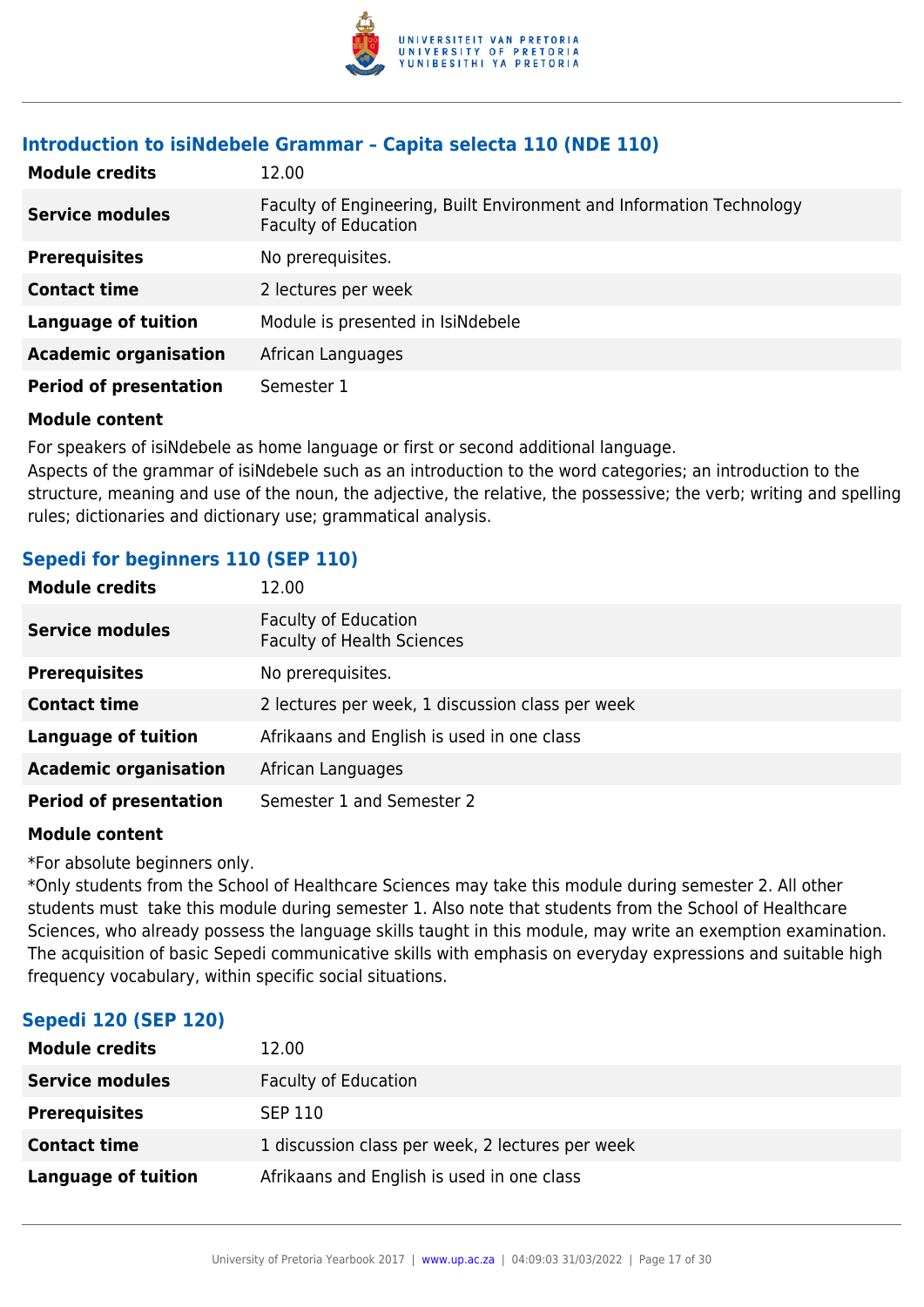### Introduction to isiNdebele Grammar – Capita selecta 110 (NDE 110)

| | |
|---|---|
| **Module credits** | 12.00 |
| **Service modules** | Faculty of Engineering, Built Environment and Information Technology<br>Faculty of Education |
| **Prerequisites** | No prerequisites. |
| **Contact time** | 2 lectures per week |
| **Language of tuition** | Module is presented in IsiNdebele |
| **Academic organisation** | African Languages |
| **Period of presentation** | Semester 1 |

**Module content**

For speakers of isiNdebele as home language or first or second additional language.
Aspects of the grammar of isiNdebele such as an introduction to the word categories; an introduction to the structure, meaning and use of the noun, the adjective, the relative, the possessive; the verb; writing and spelling rules; dictionaries and dictionary use; grammatical analysis.

### Sepedi for beginners 110 (SEP 110)

| | |
|---|---|
| **Module credits** | 12.00 |
| **Service modules** | Faculty of Education<br>Faculty of Health Sciences |
| **Prerequisites** | No prerequisites. |
| **Contact time** | 2 lectures per week, 1 discussion class per week |
| **Language of tuition** | Afrikaans and English is used in one class |
| **Academic organisation** | African Languages |
| **Period of presentation** | Semester 1 and Semester 2 |

**Module content**

*For absolute beginners only.
*Only students from the School of Healthcare Sciences may take this module during semester 2. All other students must take this module during semester 1. Also note that students from the School of Healthcare Sciences, who already possess the language skills taught in this module, may write an exemption examination.
The acquisition of basic Sepedi communicative skills with emphasis on everyday expressions and suitable high frequency vocabulary, within specific social situations.

### Sepedi 120 (SEP 120)

| | |
|---|---|
| **Module credits** | 12.00 |
| **Service modules** | Faculty of Education |
| **Prerequisites** | SEP 110 |
| **Contact time** | 1 discussion class per week, 2 lectures per week |
| **Language of tuition** | Afrikaans and English is used in one class |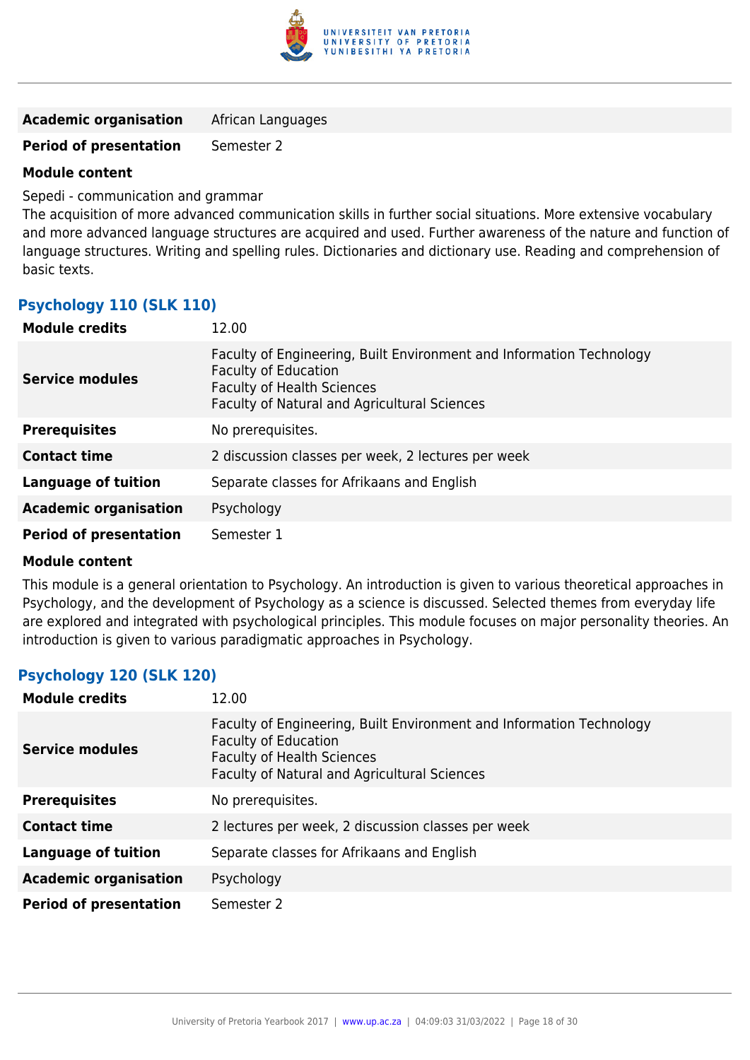| | |
|---|---|
| **Academic organisation** | African Languages |
| **Period of presentation** | Semester 2 |

**Module content**

Sepedi - communication and grammar
The acquisition of more advanced communication skills in further social situations. More extensive vocabulary and more advanced language structures are acquired and used. Further awareness of the nature and function of language structures. Writing and spelling rules. Dictionaries and dictionary use. Reading and comprehension of basic texts.

### Psychology 110 (SLK 110)

| | |
|---|---|
| **Module credits** | 12.00 |
| **Service modules** | Faculty of Engineering, Built Environment and Information Technology<br>Faculty of Education<br>Faculty of Health Sciences<br>Faculty of Natural and Agricultural Sciences |
| **Prerequisites** | No prerequisites. |
| **Contact time** | 2 discussion classes per week, 2 lectures per week |
| **Language of tuition** | Separate classes for Afrikaans and English |
| **Academic organisation** | Psychology |
| **Period of presentation** | Semester 1 |

**Module content**

This module is a general orientation to Psychology. An introduction is given to various theoretical approaches in Psychology, and the development of Psychology as a science is discussed. Selected themes from everyday life are explored and integrated with psychological principles. This module focuses on major personality theories. An introduction is given to various paradigmatic approaches in Psychology.

### Psychology 120 (SLK 120)

| | |
|---|---|
| **Module credits** | 12.00 |
| **Service modules** | Faculty of Engineering, Built Environment and Information Technology<br>Faculty of Education<br>Faculty of Health Sciences<br>Faculty of Natural and Agricultural Sciences |
| **Prerequisites** | No prerequisites. |
| **Contact time** | 2 lectures per week, 2 discussion classes per week |
| **Language of tuition** | Separate classes for Afrikaans and English |
| **Academic organisation** | Psychology |
| **Period of presentation** | Semester 2 |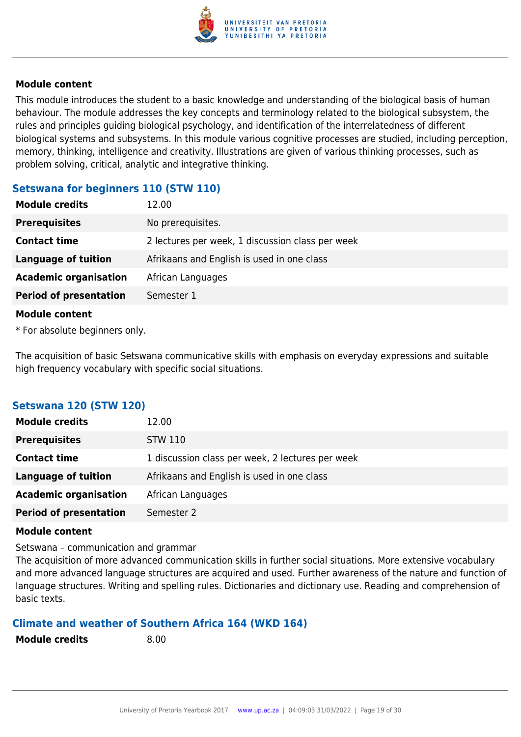#### Module content

This module introduces the student to a basic knowledge and understanding of the biological basis of human behaviour. The module addresses the key concepts and terminology related to the biological subsystem, the rules and principles guiding biological psychology, and identification of the interrelatedness of different biological systems and subsystems. In this module various cognitive processes are studied, including perception, memory, thinking, intelligence and creativity. Illustrations are given of various thinking processes, such as problem solving, critical, analytic and integrative thinking.

### Setswana for beginners 110 (STW 110)

| | |
|---|---|
| **Module credits** | 12.00 |
| **Prerequisites** | No prerequisites. |
| **Contact time** | 2 lectures per week, 1 discussion class per week |
| **Language of tuition** | Afrikaans and English is used in one class |
| **Academic organisation** | African Languages |
| **Period of presentation** | Semester 1 |

#### Module content

* For absolute beginners only.

The acquisition of basic Setswana communicative skills with emphasis on everyday expressions and suitable high frequency vocabulary with specific social situations.

### Setswana 120 (STW 120)

| | |
|---|---|
| **Module credits** | 12.00 |
| **Prerequisites** | STW 110 |
| **Contact time** | 1 discussion class per week, 2 lectures per week |
| **Language of tuition** | Afrikaans and English is used in one class |
| **Academic organisation** | African Languages |
| **Period of presentation** | Semester 2 |

#### Module content

Setswana – communication and grammar
The acquisition of more advanced communication skills in further social situations. More extensive vocabulary and more advanced language structures are acquired and used. Further awareness of the nature and function of language structures. Writing and spelling rules. Dictionaries and dictionary use. Reading and comprehension of basic texts.

### Climate and weather of Southern Africa 164 (WKD 164)

| | |
|---|---|
| **Module credits** | 8.00 |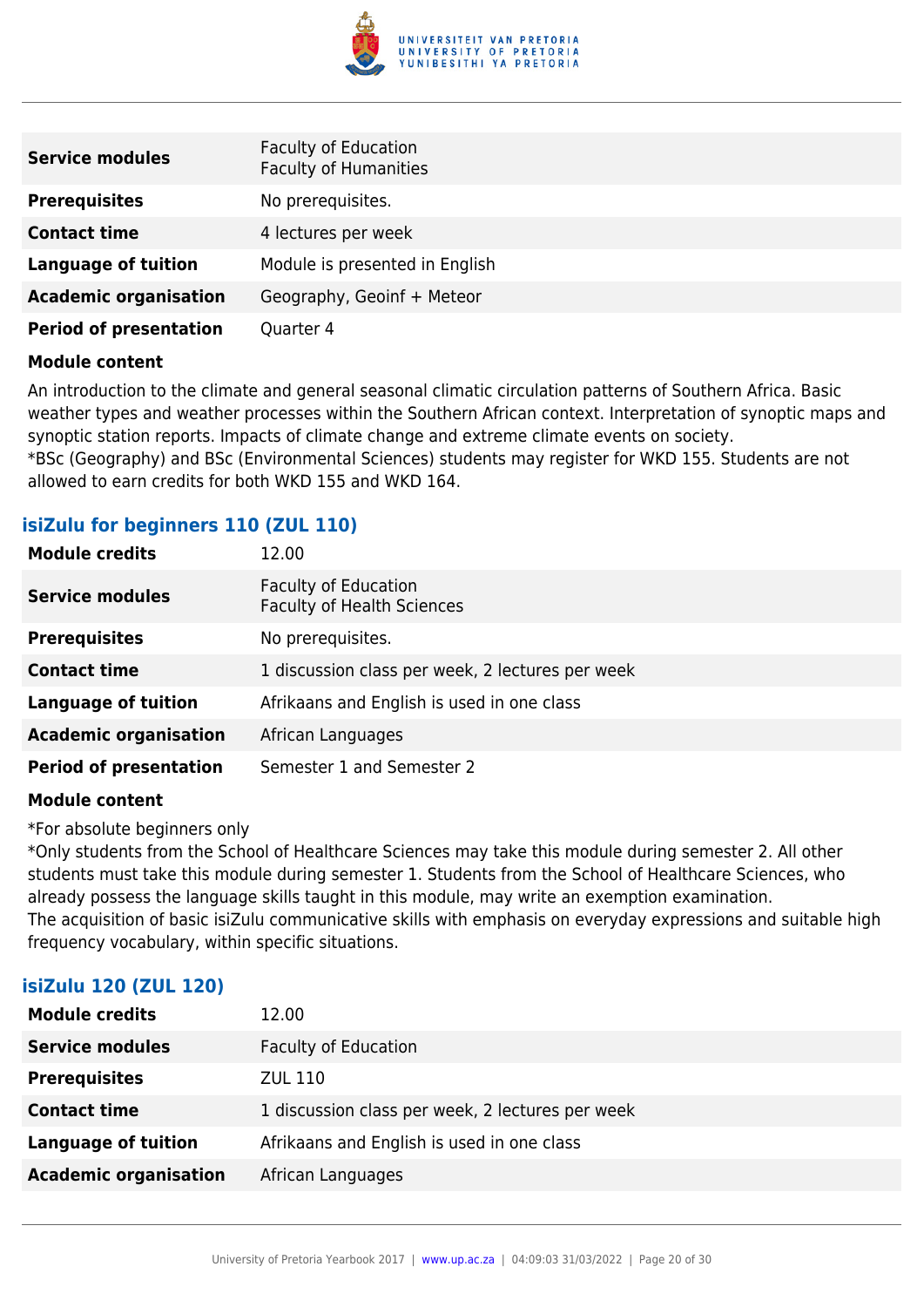| | |
|---|---|
| **Service modules** | Faculty of Education<br>Faculty of Humanities |
| **Prerequisites** | No prerequisites. |
| **Contact time** | 4 lectures per week |
| **Language of tuition** | Module is presented in English |
| **Academic organisation** | Geography, Geoinf + Meteor |
| **Period of presentation** | Quarter 4 |

**Module content**

An introduction to the climate and general seasonal climatic circulation patterns of Southern Africa. Basic weather types and weather processes within the Southern African context. Interpretation of synoptic maps and synoptic station reports. Impacts of climate change and extreme climate events on society.
*BSc (Geography) and BSc (Environmental Sciences) students may register for WKD 155. Students are not allowed to earn credits for both WKD 155 and WKD 164.

### isiZulu for beginners 110 (ZUL 110)

| | |
|---|---|
| **Module credits** | 12.00 |
| **Service modules** | Faculty of Education<br>Faculty of Health Sciences |
| **Prerequisites** | No prerequisites. |
| **Contact time** | 1 discussion class per week, 2 lectures per week |
| **Language of tuition** | Afrikaans and English is used in one class |
| **Academic organisation** | African Languages |
| **Period of presentation** | Semester 1 and Semester 2 |

**Module content**

*For absolute beginners only
*Only students from the School of Healthcare Sciences may take this module during semester 2. All other students must take this module during semester 1. Students from the School of Healthcare Sciences, who already possess the language skills taught in this module, may write an exemption examination.
The acquisition of basic isiZulu communicative skills with emphasis on everyday expressions and suitable high frequency vocabulary, within specific situations.

### isiZulu 120 (ZUL 120)

| | |
|---|---|
| **Module credits** | 12.00 |
| **Service modules** | Faculty of Education |
| **Prerequisites** | ZUL 110 |
| **Contact time** | 1 discussion class per week, 2 lectures per week |
| **Language of tuition** | Afrikaans and English is used in one class |
| **Academic organisation** | African Languages |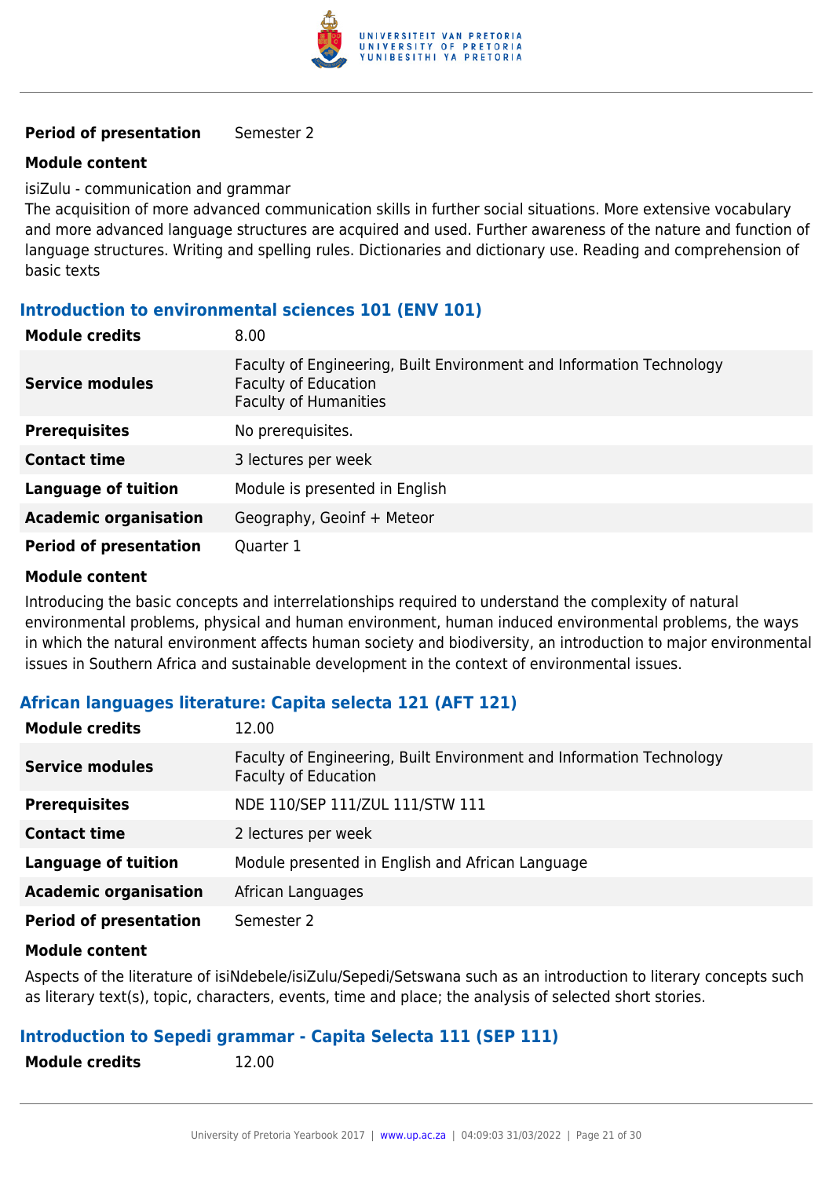| | |
|---|---|
| **Period of presentation** | Semester 2 |

**Module content**

isiZulu - communication and grammar
The acquisition of more advanced communication skills in further social situations. More extensive vocabulary and more advanced language structures are acquired and used. Further awareness of the nature and function of language structures. Writing and spelling rules. Dictionaries and dictionary use. Reading and comprehension of basic texts

### Introduction to environmental sciences 101 (ENV 101)

| | |
|---|---|
| **Module credits** | 8.00 |
| **Service modules** | Faculty of Engineering, Built Environment and Information Technology<br>Faculty of Education<br>Faculty of Humanities |
| **Prerequisites** | No prerequisites. |
| **Contact time** | 3 lectures per week |
| **Language of tuition** | Module is presented in English |
| **Academic organisation** | Geography, Geoinf + Meteor |
| **Period of presentation** | Quarter 1 |

**Module content**

Introducing the basic concepts and interrelationships required to understand the complexity of natural environmental problems, physical and human environment, human induced environmental problems, the ways in which the natural environment affects human society and biodiversity, an introduction to major environmental issues in Southern Africa and sustainable development in the context of environmental issues.

### African languages literature: Capita selecta 121 (AFT 121)

| | |
|---|---|
| **Module credits** | 12.00 |
| **Service modules** | Faculty of Engineering, Built Environment and Information Technology<br>Faculty of Education |
| **Prerequisites** | NDE 110/SEP 111/ZUL 111/STW 111 |
| **Contact time** | 2 lectures per week |
| **Language of tuition** | Module presented in English and African Language |
| **Academic organisation** | African Languages |
| **Period of presentation** | Semester 2 |

**Module content**

Aspects of the literature of isiNdebele/isiZulu/Sepedi/Setswana such as an introduction to literary concepts such as literary text(s), topic, characters, events, time and place; the analysis of selected short stories.

### Introduction to Sepedi grammar - Capita Selecta 111 (SEP 111)

| | |
|---|---|
| **Module credits** | 12.00 |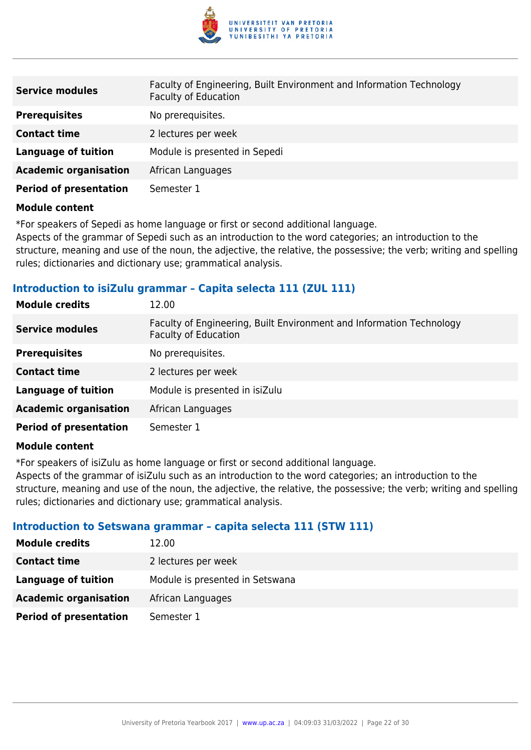| | |
|---|---|
| **Service modules** | Faculty of Engineering, Built Environment and Information Technology<br>Faculty of Education |
| **Prerequisites** | No prerequisites. |
| **Contact time** | 2 lectures per week |
| **Language of tuition** | Module is presented in Sepedi |
| **Academic organisation** | African Languages |
| **Period of presentation** | Semester 1 |

**Module content**

*For speakers of Sepedi as home language or first or second additional language.
Aspects of the grammar of Sepedi such as an introduction to the word categories; an introduction to the structure, meaning and use of the noun, the adjective, the relative, the possessive; the verb; writing and spelling rules; dictionaries and dictionary use; grammatical analysis.

### Introduction to isiZulu grammar – Capita selecta 111 (ZUL 111)

| | |
|---|---|
| **Module credits** | 12.00 |
| **Service modules** | Faculty of Engineering, Built Environment and Information Technology<br>Faculty of Education |
| **Prerequisites** | No prerequisites. |
| **Contact time** | 2 lectures per week |
| **Language of tuition** | Module is presented in isiZulu |
| **Academic organisation** | African Languages |
| **Period of presentation** | Semester 1 |

**Module content**

*For speakers of isiZulu as home language or first or second additional language.
Aspects of the grammar of isiZulu such as an introduction to the word categories; an introduction to the structure, meaning and use of the noun, the adjective, the relative, the possessive; the verb; writing and spelling rules; dictionaries and dictionary use; grammatical analysis.

### Introduction to Setswana grammar – capita selecta 111 (STW 111)

| | |
|---|---|
| **Module credits** | 12.00 |
| **Contact time** | 2 lectures per week |
| **Language of tuition** | Module is presented in Setswana |
| **Academic organisation** | African Languages |
| **Period of presentation** | Semester 1 |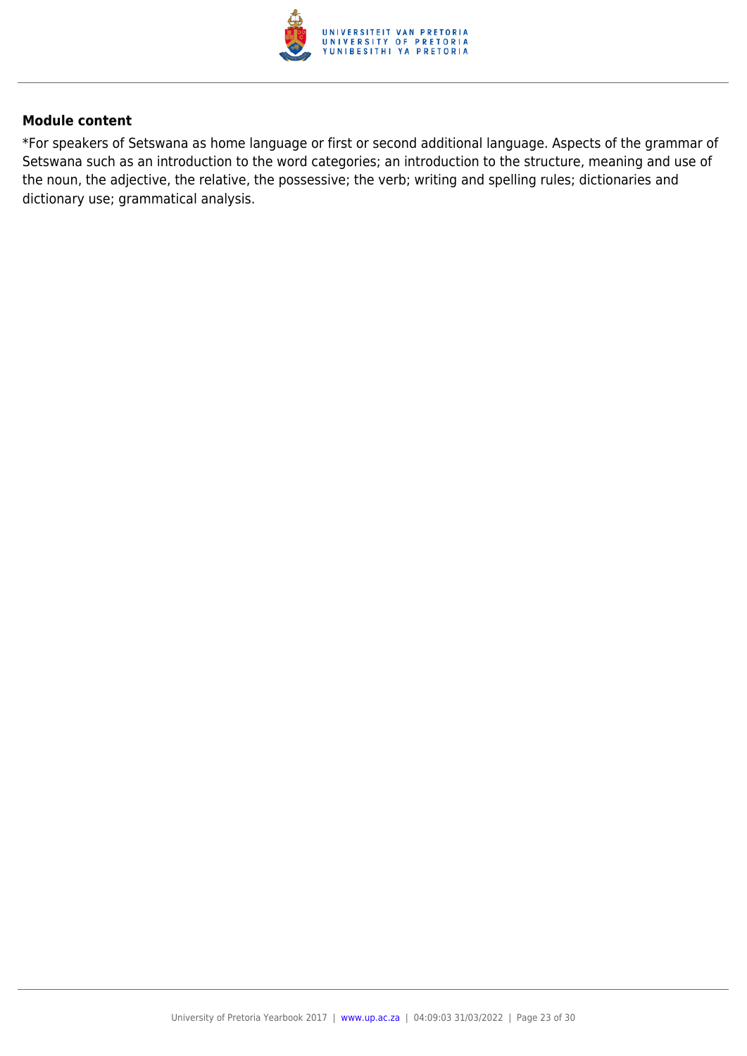**Module content**

*For speakers of Setswana as home language or first or second additional language. Aspects of the grammar of Setswana such as an introduction to the word categories; an introduction to the structure, meaning and use of the noun, the adjective, the relative, the possessive; the verb; writing and spelling rules; dictionaries and dictionary use; grammatical analysis.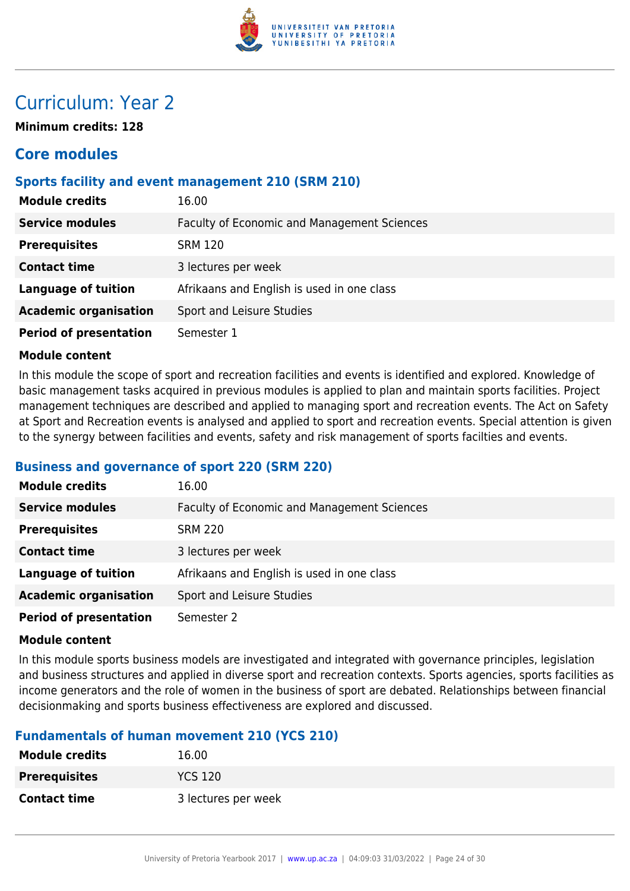# Curriculum: Year 2

**Minimum credits: 128**

## Core modules

### Sports facility and event management 210 (SRM 210)

| | |
|---|---|
| **Module credits** | 16.00 |
| **Service modules** | Faculty of Economic and Management Sciences |
| **Prerequisites** | SRM 120 |
| **Contact time** | 3 lectures per week |
| **Language of tuition** | Afrikaans and English is used in one class |
| **Academic organisation** | Sport and Leisure Studies |
| **Period of presentation** | Semester 1 |

**Module content**

In this module the scope of sport and recreation facilities and events is identified and explored. Knowledge of basic management tasks acquired in previous modules is applied to plan and maintain sports facilities. Project management techniques are described and applied to managing sport and recreation events. The Act on Safety at Sport and Recreation events is analysed and applied to sport and recreation events. Special attention is given to the synergy between facilities and events, safety and risk management of sports facilties and events.

### Business and governance of sport 220 (SRM 220)

| | |
|---|---|
| **Module credits** | 16.00 |
| **Service modules** | Faculty of Economic and Management Sciences |
| **Prerequisites** | SRM 220 |
| **Contact time** | 3 lectures per week |
| **Language of tuition** | Afrikaans and English is used in one class |
| **Academic organisation** | Sport and Leisure Studies |
| **Period of presentation** | Semester 2 |

**Module content**

In this module sports business models are investigated and integrated with governance principles, legislation and business structures and applied in diverse sport and recreation contexts. Sports agencies, sports facilities as income generators and the role of women in the business of sport are debated. Relationships between financial decisionmaking and sports business effectiveness are explored and discussed.

### Fundamentals of human movement 210 (YCS 210)

| | |
|---|---|
| **Module credits** | 16.00 |
| **Prerequisites** | YCS 120 |
| **Contact time** | 3 lectures per week |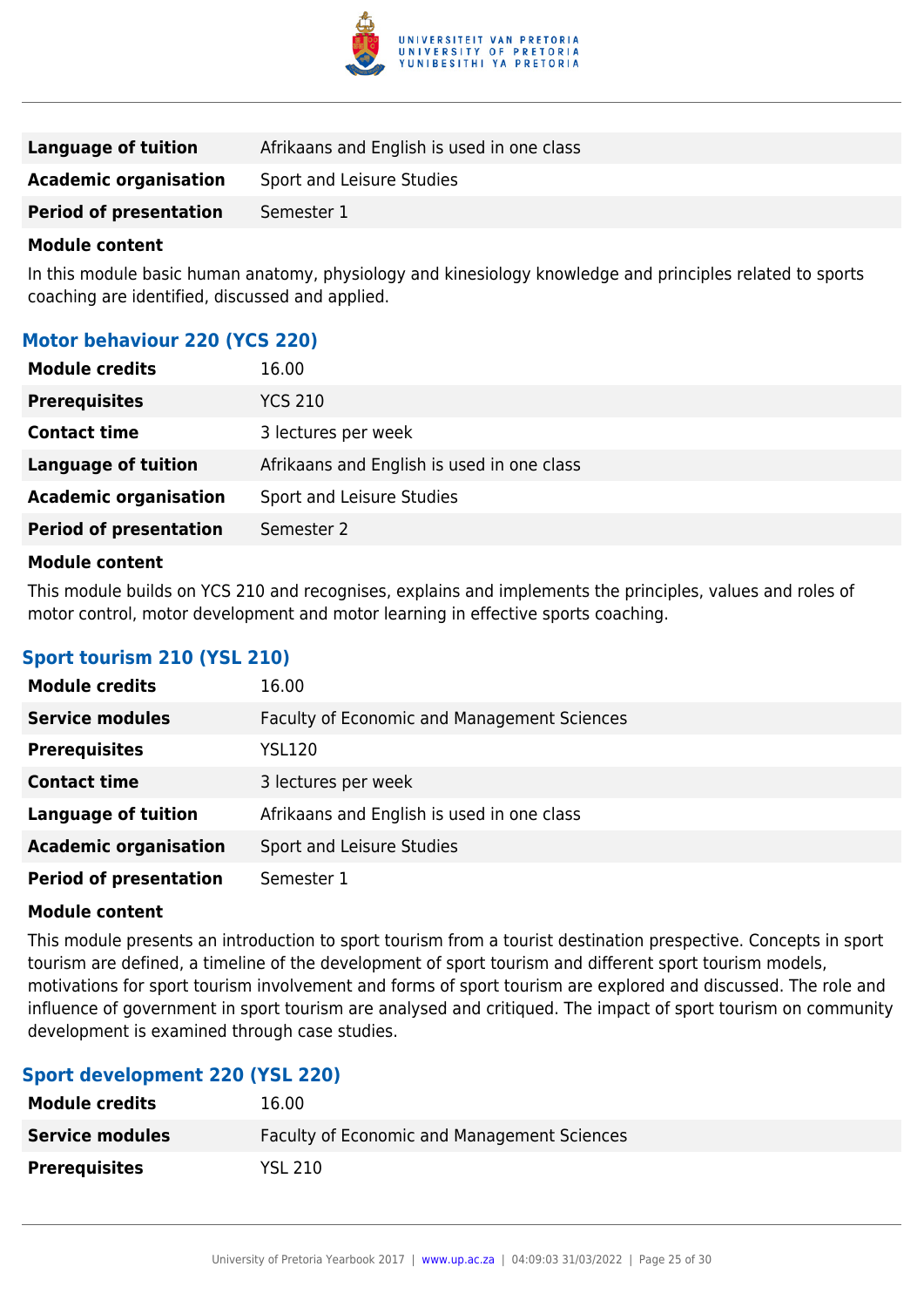| | |
|---|---|
| **Language of tuition** | Afrikaans and English is used in one class |
| **Academic organisation** | Sport and Leisure Studies |
| **Period of presentation** | Semester 1 |

**Module content**

In this module basic human anatomy, physiology and kinesiology knowledge and principles related to sports coaching are identified, discussed and applied.

### Motor behaviour 220 (YCS 220)

| | |
|---|---|
| **Module credits** | 16.00 |
| **Prerequisites** | YCS 210 |
| **Contact time** | 3 lectures per week |
| **Language of tuition** | Afrikaans and English is used in one class |
| **Academic organisation** | Sport and Leisure Studies |
| **Period of presentation** | Semester 2 |

**Module content**

This module builds on YCS 210 and recognises, explains and implements the principles, values and roles of motor control, motor development and motor learning in effective sports coaching.

### Sport tourism 210 (YSL 210)

| | |
|---|---|
| **Module credits** | 16.00 |
| **Service modules** | Faculty of Economic and Management Sciences |
| **Prerequisites** | YSL120 |
| **Contact time** | 3 lectures per week |
| **Language of tuition** | Afrikaans and English is used in one class |
| **Academic organisation** | Sport and Leisure Studies |
| **Period of presentation** | Semester 1 |

**Module content**

This module presents an introduction to sport tourism from a tourist destination prespective. Concepts in sport tourism are defined, a timeline of the development of sport tourism and different sport tourism models, motivations for sport tourism involvement and forms of sport tourism are explored and discussed. The role and influence of government in sport tourism are analysed and critiqued. The impact of sport tourism on community development is examined through case studies.

### Sport development 220 (YSL 220)

| | |
|---|---|
| **Module credits** | 16.00 |
| **Service modules** | Faculty of Economic and Management Sciences |
| **Prerequisites** | YSL 210 |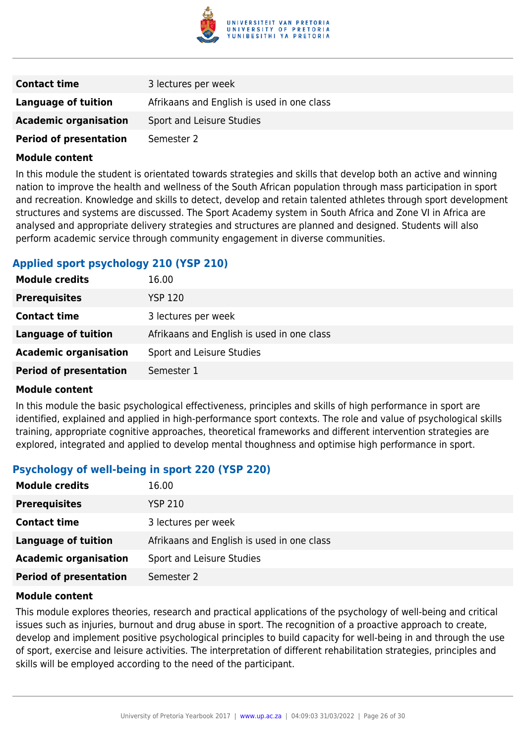| | |
|---|---|
| **Contact time** | 3 lectures per week |
| **Language of tuition** | Afrikaans and English is used in one class |
| **Academic organisation** | Sport and Leisure Studies |
| **Period of presentation** | Semester 2 |

**Module content**

In this module the student is orientated towards strategies and skills that develop both an active and winning nation to improve the health and wellness of the South African population through mass participation in sport and recreation. Knowledge and skills to detect, develop and retain talented athletes through sport development structures and systems are discussed. The Sport Academy system in South Africa and Zone VI in Africa are analysed and appropriate delivery strategies and structures are planned and designed. Students will also perform academic service through community engagement in diverse communities.

### Applied sport psychology 210 (YSP 210)

| | |
|---|---|
| **Module credits** | 16.00 |
| **Prerequisites** | YSP 120 |
| **Contact time** | 3 lectures per week |
| **Language of tuition** | Afrikaans and English is used in one class |
| **Academic organisation** | Sport and Leisure Studies |
| **Period of presentation** | Semester 1 |

**Module content**

In this module the basic psychological effectiveness, principles and skills of high performance in sport are identified, explained and applied in high-performance sport contexts. The role and value of psychological skills training, appropriate cognitive approaches, theoretical frameworks and different intervention strategies are explored, integrated and applied to develop mental thoughness and optimise high performance in sport.

### Psychology of well-being in sport 220 (YSP 220)

| | |
|---|---|
| **Module credits** | 16.00 |
| **Prerequisites** | YSP 210 |
| **Contact time** | 3 lectures per week |
| **Language of tuition** | Afrikaans and English is used in one class |
| **Academic organisation** | Sport and Leisure Studies |
| **Period of presentation** | Semester 2 |

**Module content**

This module explores theories, research and practical applications of the psychology of well-being and critical issues such as injuries, burnout and drug abuse in sport. The recognition of a proactive approach to create, develop and implement positive psychological principles to build capacity for well-being in and through the use of sport, exercise and leisure activities. The interpretation of different rehabilitation strategies, principles and skills will be employed according to the need of the participant.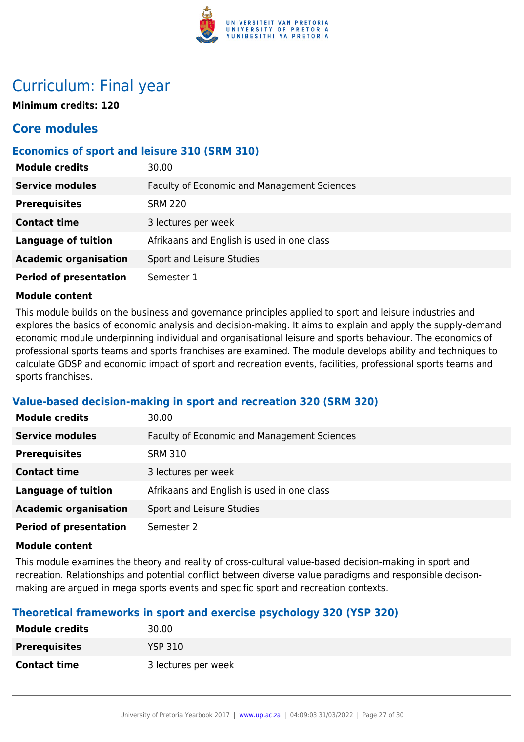# Curriculum: Final year

**Minimum credits: 120**

## Core modules

### Economics of sport and leisure 310 (SRM 310)

| **Module credits** | 30.00 |
|---|---|
| **Service modules** | Faculty of Economic and Management Sciences |
| **Prerequisites** | SRM 220 |
| **Contact time** | 3 lectures per week |
| **Language of tuition** | Afrikaans and English is used in one class |
| **Academic organisation** | Sport and Leisure Studies |
| **Period of presentation** | Semester 1 |

**Module content**

This module builds on the business and governance principles applied to sport and leisure industries and explores the basics of economic analysis and decision-making. It aims to explain and apply the supply-demand economic module underpinning individual and organisational leisure and sports behaviour. The economics of professional sports teams and sports franchises are examined. The module develops ability and techniques to calculate GDSP and economic impact of sport and recreation events, facilities, professional sports teams and sports franchises.

### Value-based decision-making in sport and recreation 320 (SRM 320)

| **Module credits** | 30.00 |
|---|---|
| **Service modules** | Faculty of Economic and Management Sciences |
| **Prerequisites** | SRM 310 |
| **Contact time** | 3 lectures per week |
| **Language of tuition** | Afrikaans and English is used in one class |
| **Academic organisation** | Sport and Leisure Studies |
| **Period of presentation** | Semester 2 |

**Module content**

This module examines the theory and reality of cross-cultural value-based decision-making in sport and recreation. Relationships and potential conflict between diverse value paradigms and responsible decison-making are argued in mega sports events and specific sport and recreation contexts.

### Theoretical frameworks in sport and exercise psychology 320 (YSP 320)

| **Module credits** | 30.00 |
|---|---|
| **Prerequisites** | YSP 310 |
| **Contact time** | 3 lectures per week |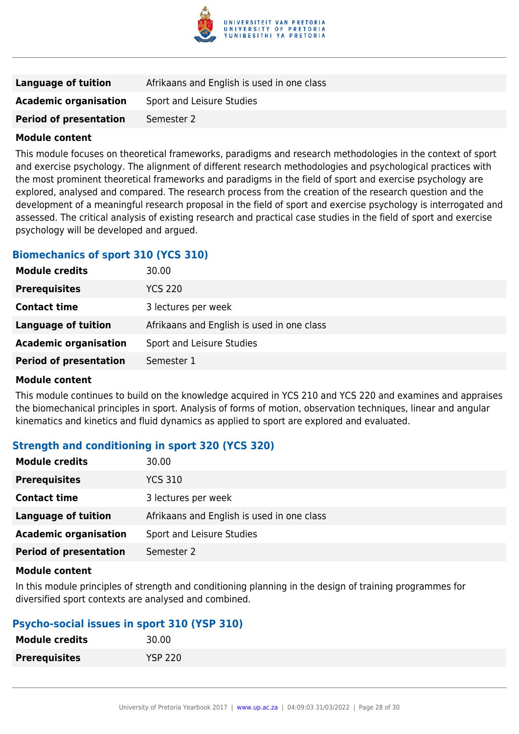| | |
|---|---|
| **Language of tuition** | Afrikaans and English is used in one class |
| **Academic organisation** | Sport and Leisure Studies |
| **Period of presentation** | Semester 2 |

**Module content**

This module focuses on theoretical frameworks, paradigms and research methodologies in the context of sport and exercise psychology. The alignment of different research methodologies and psychological practices with the most prominent theoretical frameworks and paradigms in the field of sport and exercise psychology are explored, analysed and compared. The research process from the creation of the research question and the development of a meaningful research proposal in the field of sport and exercise psychology is interrogated and assessed. The critical analysis of existing research and practical case studies in the field of sport and exercise psychology will be developed and argued.

### Biomechanics of sport 310 (YCS 310)

| | |
|---|---|
| **Module credits** | 30.00 |
| **Prerequisites** | YCS 220 |
| **Contact time** | 3 lectures per week |
| **Language of tuition** | Afrikaans and English is used in one class |
| **Academic organisation** | Sport and Leisure Studies |
| **Period of presentation** | Semester 1 |

**Module content**

This module continues to build on the knowledge acquired in YCS 210 and YCS 220 and examines and appraises the biomechanical principles in sport. Analysis of forms of motion, observation techniques, linear and angular kinematics and kinetics and fluid dynamics as applied to sport are explored and evaluated.

### Strength and conditioning in sport 320 (YCS 320)

| | |
|---|---|
| **Module credits** | 30.00 |
| **Prerequisites** | YCS 310 |
| **Contact time** | 3 lectures per week |
| **Language of tuition** | Afrikaans and English is used in one class |
| **Academic organisation** | Sport and Leisure Studies |
| **Period of presentation** | Semester 2 |

**Module content**

In this module principles of strength and conditioning planning in the design of training programmes for diversified sport contexts are analysed and combined.

### Psycho-social issues in sport 310 (YSP 310)

| | |
|---|---|
| **Module credits** | 30.00 |
| **Prerequisites** | YSP 220 |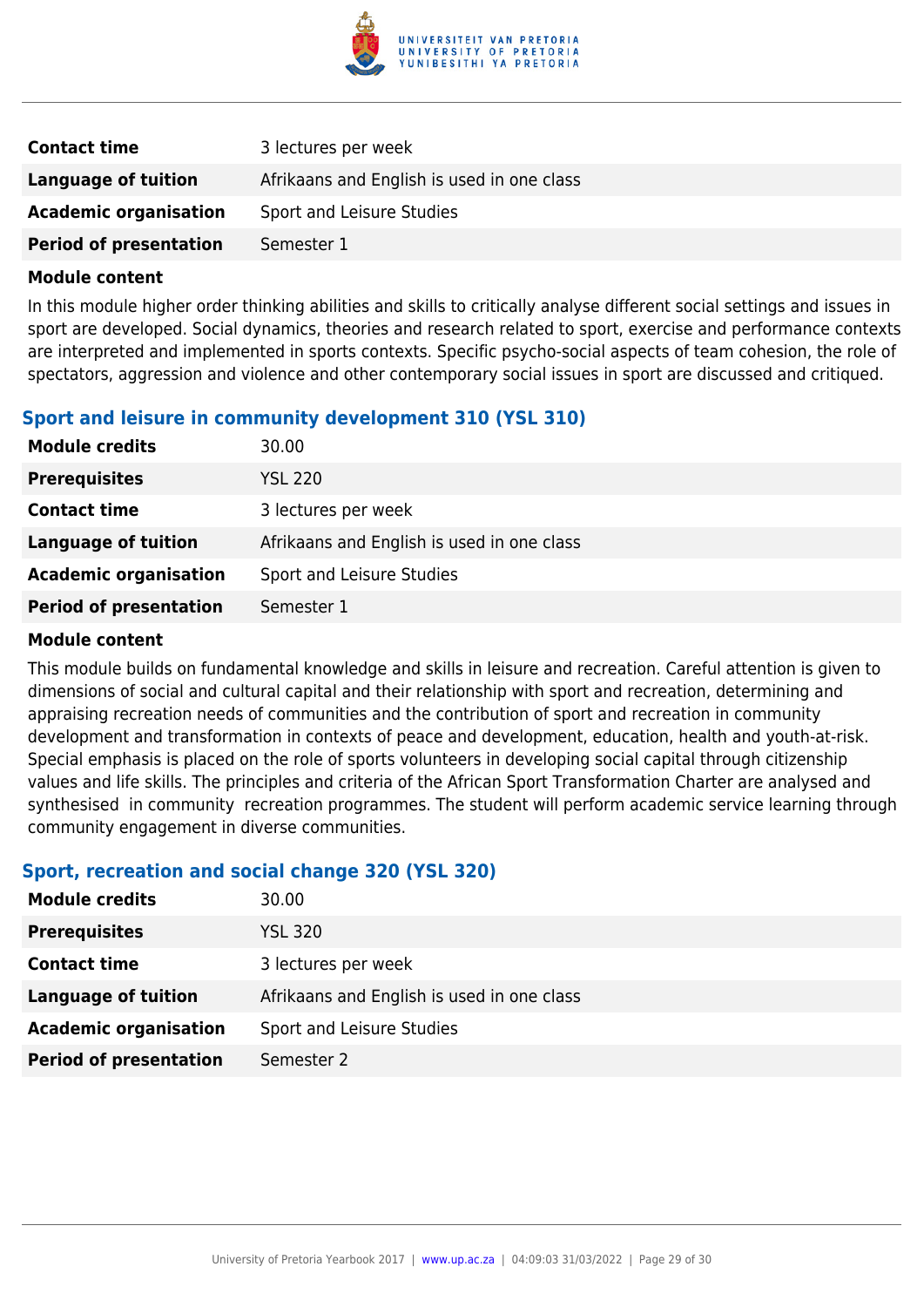| | |
|---|---|
| **Contact time** | 3 lectures per week |
| **Language of tuition** | Afrikaans and English is used in one class |
| **Academic organisation** | Sport and Leisure Studies |
| **Period of presentation** | Semester 1 |

**Module content**

In this module higher order thinking abilities and skills to critically analyse different social settings and issues in sport are developed. Social dynamics, theories and research related to sport, exercise and performance contexts are interpreted and implemented in sports contexts. Specific psycho-social aspects of team cohesion, the role of spectators, aggression and violence and other contemporary social issues in sport are discussed and critiqued.

### Sport and leisure in community development 310 (YSL 310)

| | |
|---|---|
| **Module credits** | 30.00 |
| **Prerequisites** | YSL 220 |
| **Contact time** | 3 lectures per week |
| **Language of tuition** | Afrikaans and English is used in one class |
| **Academic organisation** | Sport and Leisure Studies |
| **Period of presentation** | Semester 1 |

**Module content**

This module builds on fundamental knowledge and skills in leisure and recreation. Careful attention is given to dimensions of social and cultural capital and their relationship with sport and recreation, determining and appraising recreation needs of communities and the contribution of sport and recreation in community development and transformation in contexts of peace and development, education, health and youth-at-risk. Special emphasis is placed on the role of sports volunteers in developing social capital through citizenship values and life skills. The principles and criteria of the African Sport Transformation Charter are analysed and synthesised in community recreation programmes. The student will perform academic service learning through community engagement in diverse communities.

### Sport, recreation and social change 320 (YSL 320)

| | |
|---|---|
| **Module credits** | 30.00 |
| **Prerequisites** | YSL 320 |
| **Contact time** | 3 lectures per week |
| **Language of tuition** | Afrikaans and English is used in one class |
| **Academic organisation** | Sport and Leisure Studies |
| **Period of presentation** | Semester 2 |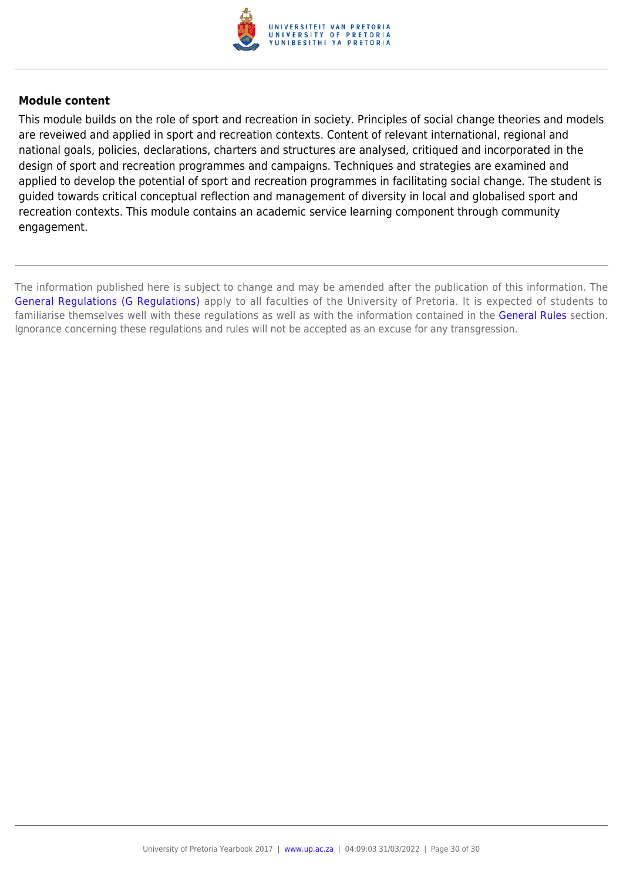**Module content**

This module builds on the role of sport and recreation in society. Principles of social change theories and models are reveiwed and applied in sport and recreation contexts. Content of relevant international, regional and national goals, policies, declarations, charters and structures are analysed, critiqued and incorporated in the design of sport and recreation programmes and campaigns. Techniques and strategies are examined and applied to develop the potential of sport and recreation programmes in facilitating social change. The student is guided towards critical conceptual reflection and management of diversity in local and globalised sport and recreation contexts. This module contains an academic service learning component through community engagement.

The information published here is subject to change and may be amended after the publication of this information. The General Regulations (G Regulations) apply to all faculties of the University of Pretoria. It is expected of students to familiarise themselves well with these regulations as well as with the information contained in the General Rules section. Ignorance concerning these regulations and rules will not be accepted as an excuse for any transgression.